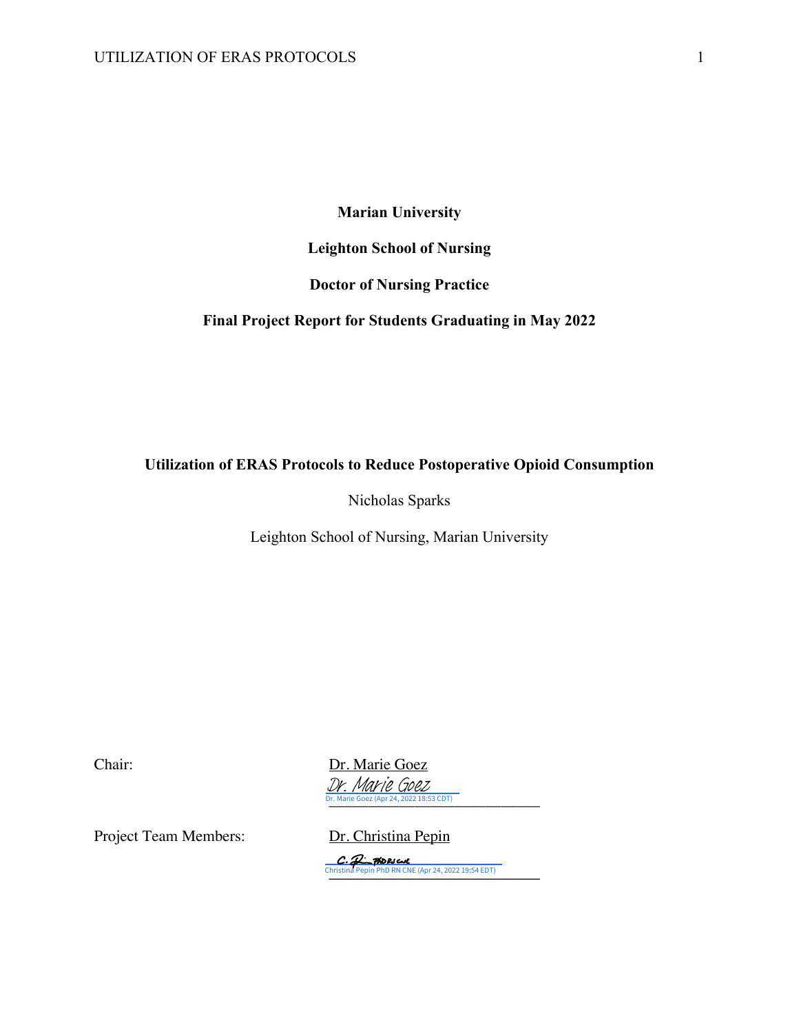**Marian University**

**Leighton School of Nursing**

**Doctor of Nursing Practice**

**Final Project Report for Students Graduating in May 2022**

# Utilization of ERAS Protocols to Reduce Postoperative Opioid Consumption

Nicholas Sparks

Leighton School of Nursing, Marian University

Chair: Dr. Marie Goez

Dr. Marie Goez
Dr. Marie Goez (Apr 24, 2022 18:53 CDT)

Project Team Members: Dr. Christina Pepin

C. P PhD RN CNE
Christina Pepin PhD RN CNE (Apr 24, 2022 19:54 EDT)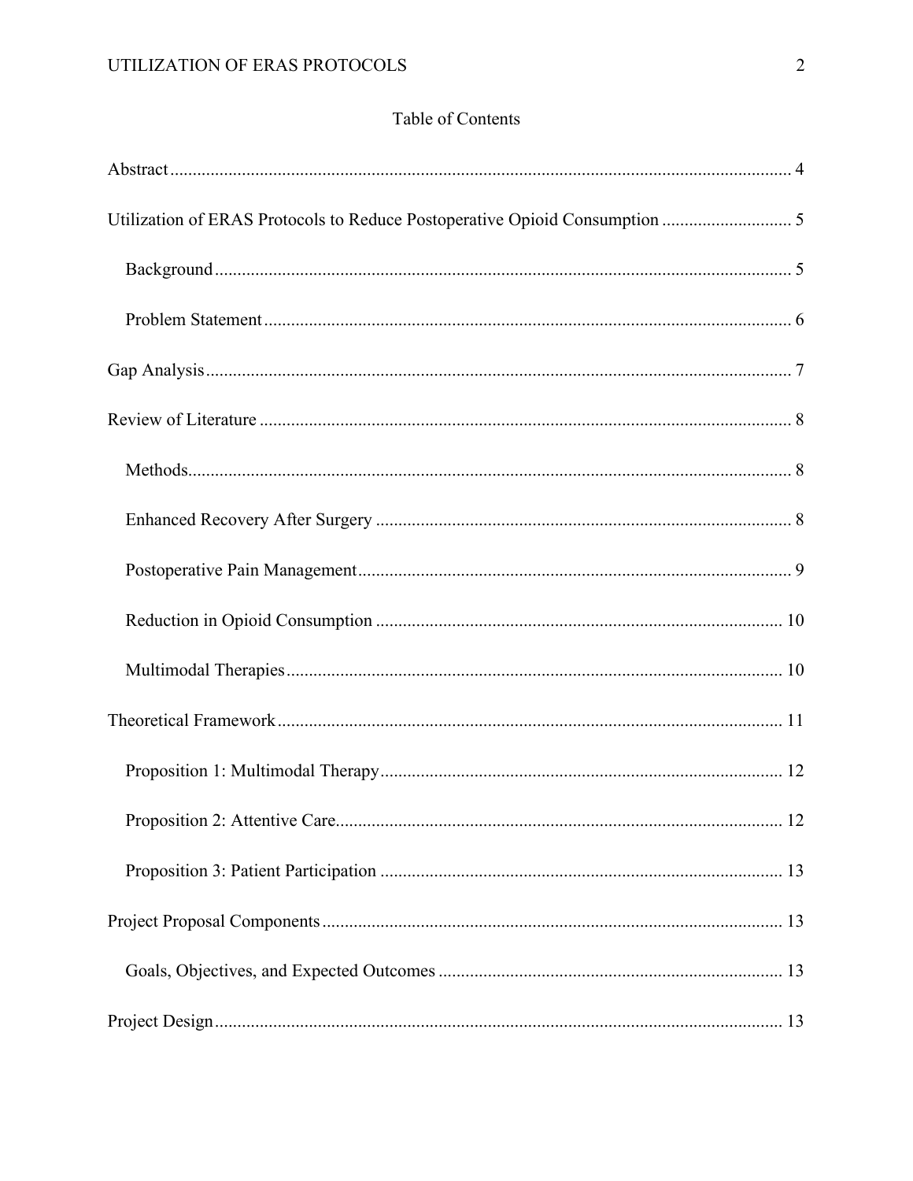# Table of Contents

Abstract ........................................................................................................................ 4

Utilization of ERAS Protocols to Reduce Postoperative Opioid Consumption ............................ 5

  Background ................................................................................................................ 5

  Problem Statement .................................................................................................... 6

Gap Analysis .................................................................................................................. 7

Review of Literature ...................................................................................................... 8

  Methods ...................................................................................................................... 8

  Enhanced Recovery After Surgery ............................................................................ 8

  Postoperative Pain Management ................................................................................ 9

  Reduction in Opioid Consumption .......................................................................... 10

  Multimodal Therapies .............................................................................................. 10

Theoretical Framework ................................................................................................ 11

  Proposition 1: Multimodal Therapy ......................................................................... 12

  Proposition 2: Attentive Care ................................................................................... 12

  Proposition 3: Patient Participation ......................................................................... 13

Project Proposal Components ...................................................................................... 13

  Goals, Objectives, and Expected Outcomes ............................................................ 13

Project Design .............................................................................................................. 13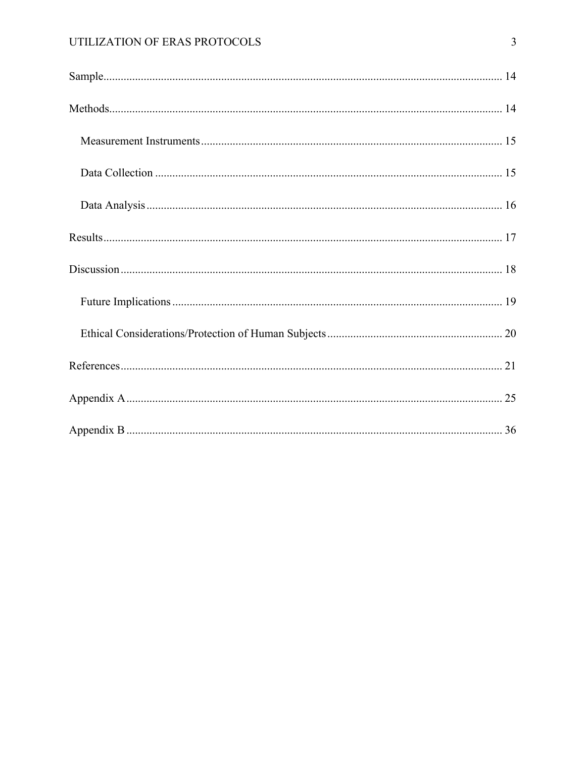Sample ........................................................................................................................ 14

Methods ........................................................................................................................ 14

- Measurement Instruments ........................................................................................ 15
- Data Collection ........................................................................................................ 15
- Data Analysis ........................................................................................................... 16

Results ......................................................................................................................... 17

Discussion .................................................................................................................... 18

- Future Implications .................................................................................................. 19
- Ethical Considerations/Protection of Human Subjects ............................................ 20

References .................................................................................................................... 21

Appendix A .................................................................................................................. 25

Appendix B .................................................................................................................. 36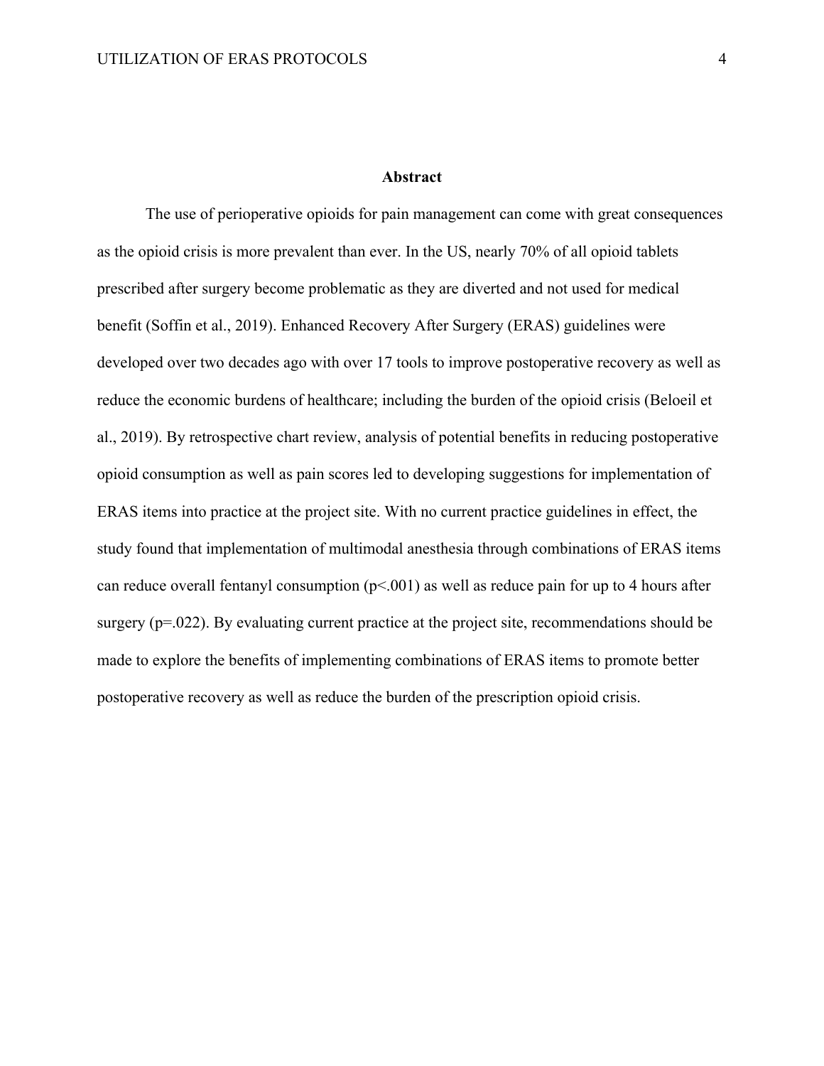# Abstract

The use of perioperative opioids for pain management can come with great consequences as the opioid crisis is more prevalent than ever. In the US, nearly 70% of all opioid tablets prescribed after surgery become problematic as they are diverted and not used for medical benefit (Soffin et al., 2019). Enhanced Recovery After Surgery (ERAS) guidelines were developed over two decades ago with over 17 tools to improve postoperative recovery as well as reduce the economic burdens of healthcare; including the burden of the opioid crisis (Beloeil et al., 2019). By retrospective chart review, analysis of potential benefits in reducing postoperative opioid consumption as well as pain scores led to developing suggestions for implementation of ERAS items into practice at the project site. With no current practice guidelines in effect, the study found that implementation of multimodal anesthesia through combinations of ERAS items can reduce overall fentanyl consumption ($p<.001$) as well as reduce pain for up to 4 hours after surgery ($p=.022$). By evaluating current practice at the project site, recommendations should be made to explore the benefits of implementing combinations of ERAS items to promote better postoperative recovery as well as reduce the burden of the prescription opioid crisis.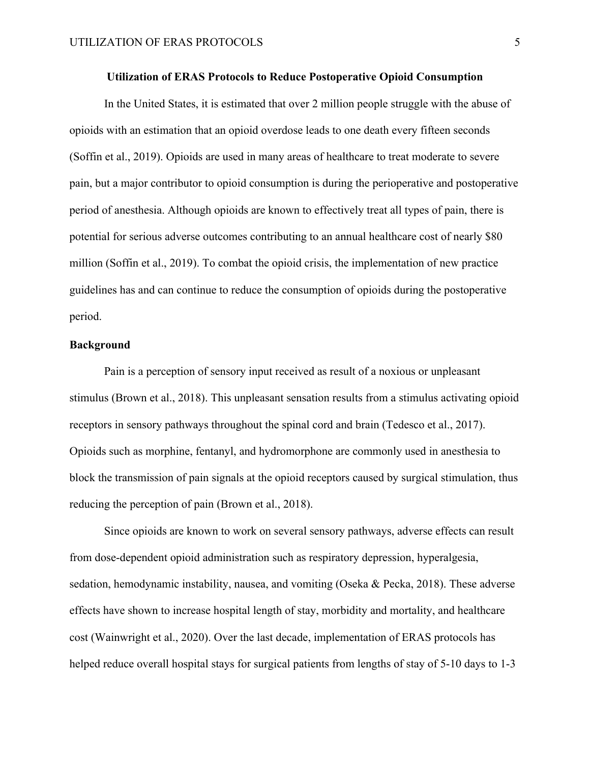# Utilization of ERAS Protocols to Reduce Postoperative Opioid Consumption

In the United States, it is estimated that over 2 million people struggle with the abuse of opioids with an estimation that an opioid overdose leads to one death every fifteen seconds (Soffin et al., 2019). Opioids are used in many areas of healthcare to treat moderate to severe pain, but a major contributor to opioid consumption is during the perioperative and postoperative period of anesthesia. Although opioids are known to effectively treat all types of pain, there is potential for serious adverse outcomes contributing to an annual healthcare cost of nearly $80 million (Soffin et al., 2019). To combat the opioid crisis, the implementation of new practice guidelines has and can continue to reduce the consumption of opioids during the postoperative period.

## Background

Pain is a perception of sensory input received as result of a noxious or unpleasant stimulus (Brown et al., 2018). This unpleasant sensation results from a stimulus activating opioid receptors in sensory pathways throughout the spinal cord and brain (Tedesco et al., 2017). Opioids such as morphine, fentanyl, and hydromorphone are commonly used in anesthesia to block the transmission of pain signals at the opioid receptors caused by surgical stimulation, thus reducing the perception of pain (Brown et al., 2018).

Since opioids are known to work on several sensory pathways, adverse effects can result from dose-dependent opioid administration such as respiratory depression, hyperalgesia, sedation, hemodynamic instability, nausea, and vomiting (Oseka & Pecka, 2018). These adverse effects have shown to increase hospital length of stay, morbidity and mortality, and healthcare cost (Wainwright et al., 2020). Over the last decade, implementation of ERAS protocols has helped reduce overall hospital stays for surgical patients from lengths of stay of 5-10 days to 1-3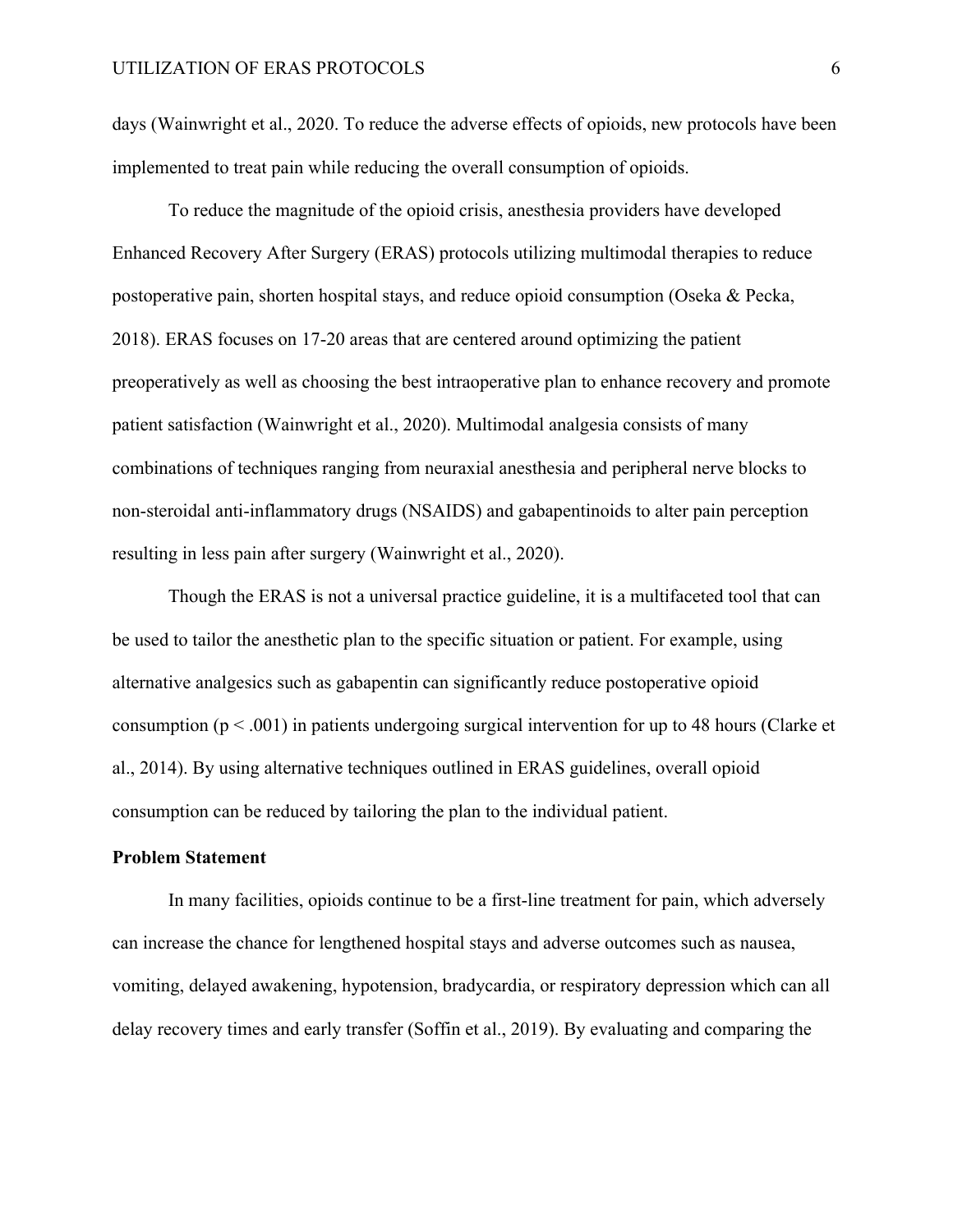days (Wainwright et al., 2020. To reduce the adverse effects of opioids, new protocols have been implemented to treat pain while reducing the overall consumption of opioids.

To reduce the magnitude of the opioid crisis, anesthesia providers have developed Enhanced Recovery After Surgery (ERAS) protocols utilizing multimodal therapies to reduce postoperative pain, shorten hospital stays, and reduce opioid consumption (Oseka & Pecka, 2018). ERAS focuses on 17-20 areas that are centered around optimizing the patient preoperatively as well as choosing the best intraoperative plan to enhance recovery and promote patient satisfaction (Wainwright et al., 2020). Multimodal analgesia consists of many combinations of techniques ranging from neuraxial anesthesia and peripheral nerve blocks to non-steroidal anti-inflammatory drugs (NSAIDS) and gabapentinoids to alter pain perception resulting in less pain after surgery (Wainwright et al., 2020).

Though the ERAS is not a universal practice guideline, it is a multifaceted tool that can be used to tailor the anesthetic plan to the specific situation or patient. For example, using alternative analgesics such as gabapentin can significantly reduce postoperative opioid consumption ($p < .001$) in patients undergoing surgical intervention for up to 48 hours (Clarke et al., 2014). By using alternative techniques outlined in ERAS guidelines, overall opioid consumption can be reduced by tailoring the plan to the individual patient.

## Problem Statement

In many facilities, opioids continue to be a first-line treatment for pain, which adversely can increase the chance for lengthened hospital stays and adverse outcomes such as nausea, vomiting, delayed awakening, hypotension, bradycardia, or respiratory depression which can all delay recovery times and early transfer (Soffin et al., 2019). By evaluating and comparing the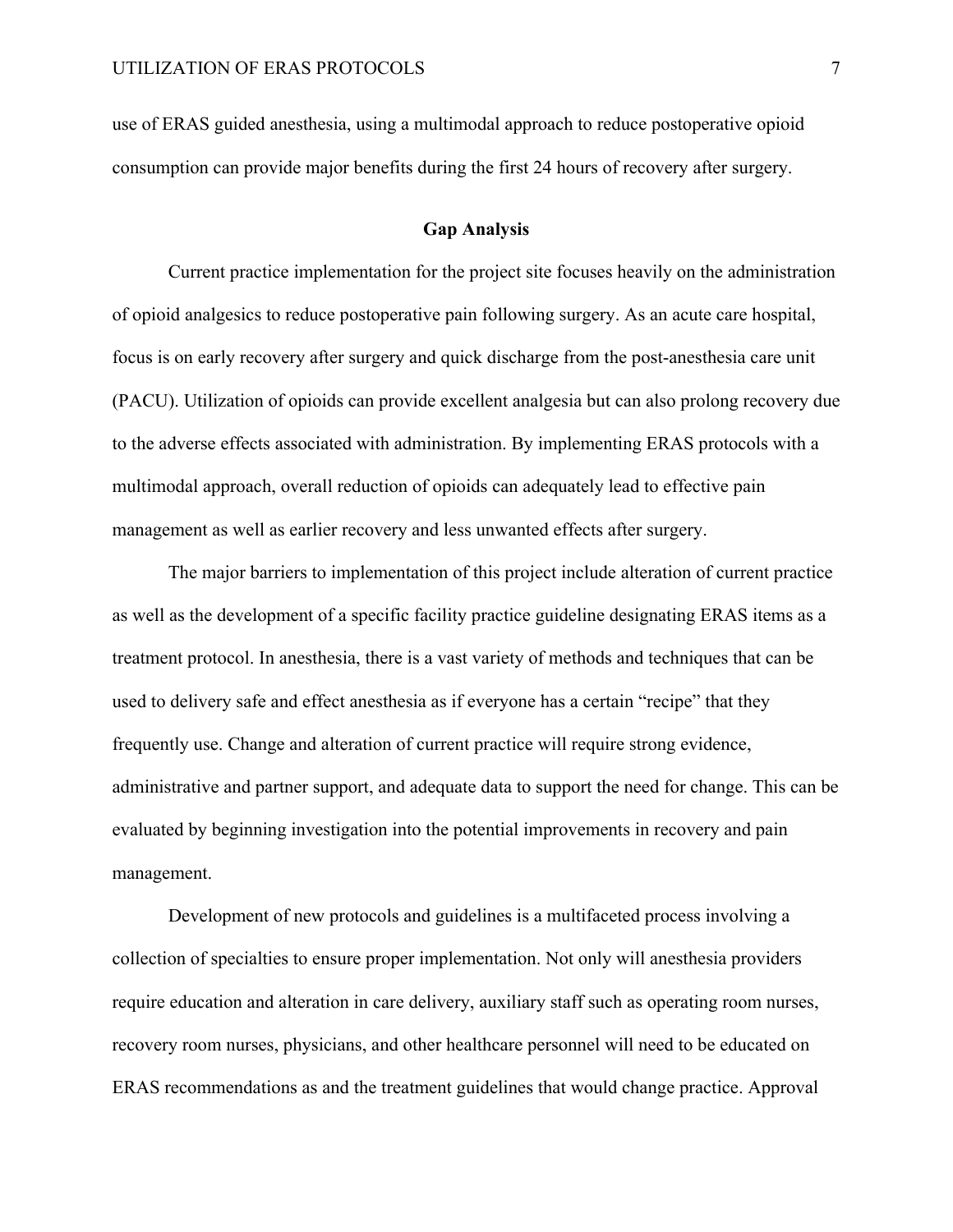use of ERAS guided anesthesia, using a multimodal approach to reduce postoperative opioid consumption can provide major benefits during the first 24 hours of recovery after surgery.

## Gap Analysis

Current practice implementation for the project site focuses heavily on the administration of opioid analgesics to reduce postoperative pain following surgery. As an acute care hospital, focus is on early recovery after surgery and quick discharge from the post-anesthesia care unit (PACU). Utilization of opioids can provide excellent analgesia but can also prolong recovery due to the adverse effects associated with administration. By implementing ERAS protocols with a multimodal approach, overall reduction of opioids can adequately lead to effective pain management as well as earlier recovery and less unwanted effects after surgery.

The major barriers to implementation of this project include alteration of current practice as well as the development of a specific facility practice guideline designating ERAS items as a treatment protocol. In anesthesia, there is a vast variety of methods and techniques that can be used to delivery safe and effect anesthesia as if everyone has a certain "recipe" that they frequently use. Change and alteration of current practice will require strong evidence, administrative and partner support, and adequate data to support the need for change. This can be evaluated by beginning investigation into the potential improvements in recovery and pain management.

Development of new protocols and guidelines is a multifaceted process involving a collection of specialties to ensure proper implementation. Not only will anesthesia providers require education and alteration in care delivery, auxiliary staff such as operating room nurses, recovery room nurses, physicians, and other healthcare personnel will need to be educated on ERAS recommendations as and the treatment guidelines that would change practice. Approval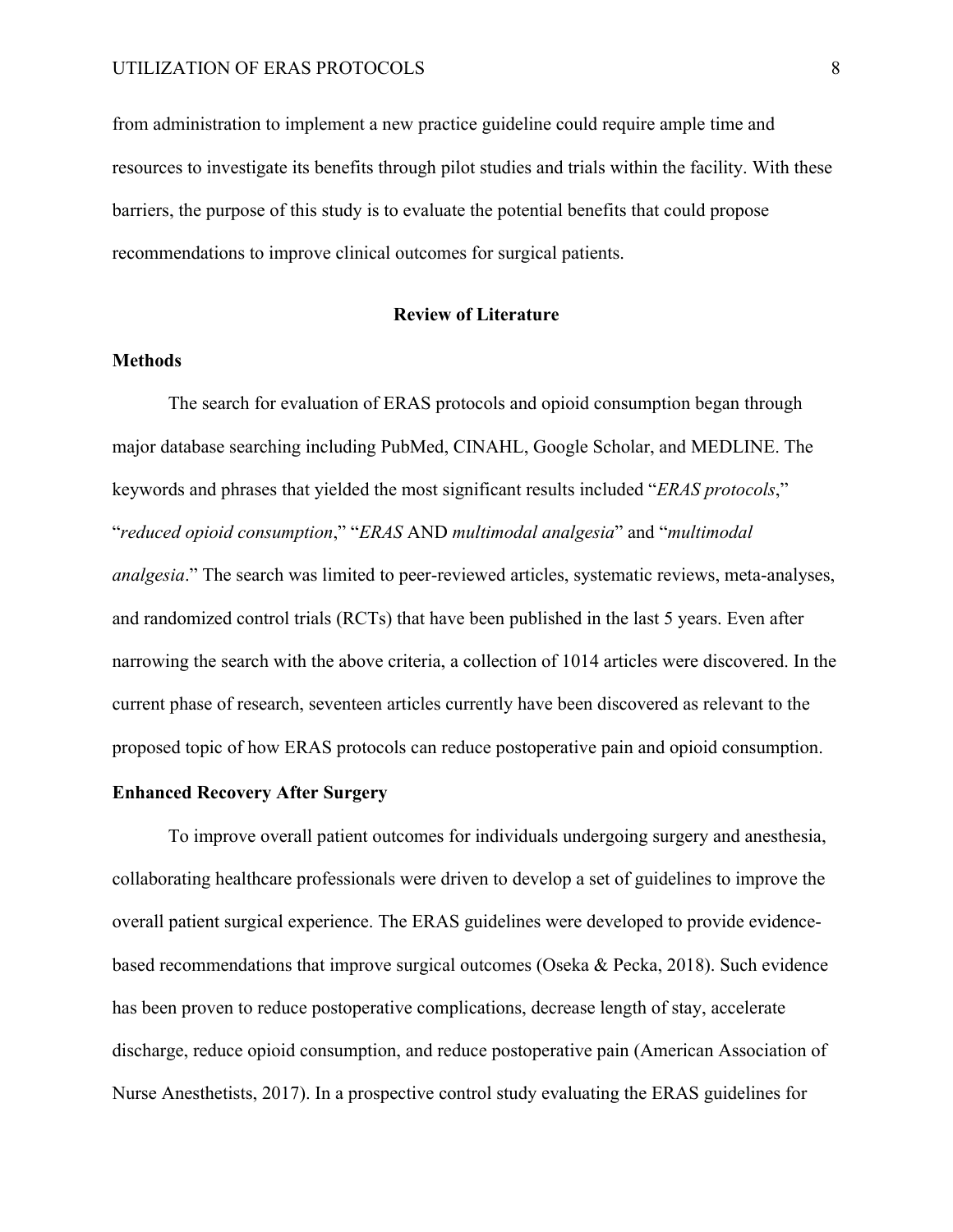from administration to implement a new practice guideline could require ample time and resources to investigate its benefits through pilot studies and trials within the facility. With these barriers, the purpose of this study is to evaluate the potential benefits that could propose recommendations to improve clinical outcomes for surgical patients.

## Review of Literature

### Methods

The search for evaluation of ERAS protocols and opioid consumption began through major database searching including PubMed, CINAHL, Google Scholar, and MEDLINE. The keywords and phrases that yielded the most significant results included "*ERAS protocols*," "*reduced opioid consumption*," "*ERAS* AND *multimodal analgesia*" and "*multimodal analgesia*." The search was limited to peer-reviewed articles, systematic reviews, meta-analyses, and randomized control trials (RCTs) that have been published in the last 5 years. Even after narrowing the search with the above criteria, a collection of 1014 articles were discovered. In the current phase of research, seventeen articles currently have been discovered as relevant to the proposed topic of how ERAS protocols can reduce postoperative pain and opioid consumption.

### Enhanced Recovery After Surgery

To improve overall patient outcomes for individuals undergoing surgery and anesthesia, collaborating healthcare professionals were driven to develop a set of guidelines to improve the overall patient surgical experience. The ERAS guidelines were developed to provide evidence-based recommendations that improve surgical outcomes (Oseka & Pecka, 2018). Such evidence has been proven to reduce postoperative complications, decrease length of stay, accelerate discharge, reduce opioid consumption, and reduce postoperative pain (American Association of Nurse Anesthetists, 2017). In a prospective control study evaluating the ERAS guidelines for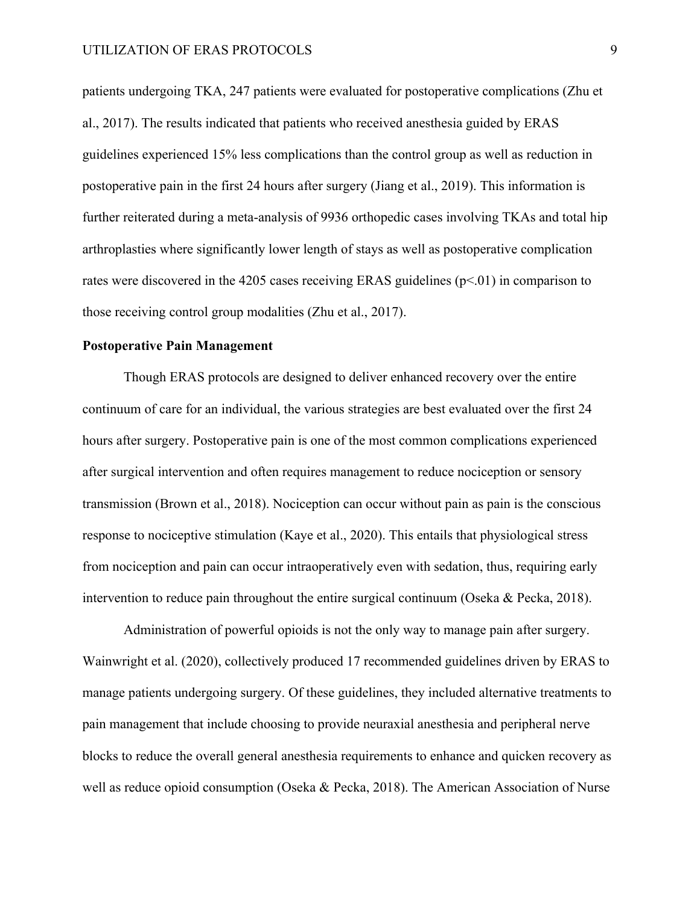patients undergoing TKA, 247 patients were evaluated for postoperative complications (Zhu et al., 2017). The results indicated that patients who received anesthesia guided by ERAS guidelines experienced 15% less complications than the control group as well as reduction in postoperative pain in the first 24 hours after surgery (Jiang et al., 2019). This information is further reiterated during a meta-analysis of 9936 orthopedic cases involving TKAs and total hip arthroplasties where significantly lower length of stays as well as postoperative complication rates were discovered in the 4205 cases receiving ERAS guidelines ($p<.01$) in comparison to those receiving control group modalities (Zhu et al., 2017).

**Postoperative Pain Management**

Though ERAS protocols are designed to deliver enhanced recovery over the entire continuum of care for an individual, the various strategies are best evaluated over the first 24 hours after surgery. Postoperative pain is one of the most common complications experienced after surgical intervention and often requires management to reduce nociception or sensory transmission (Brown et al., 2018). Nociception can occur without pain as pain is the conscious response to nociceptive stimulation (Kaye et al., 2020). This entails that physiological stress from nociception and pain can occur intraoperatively even with sedation, thus, requiring early intervention to reduce pain throughout the entire surgical continuum (Oseka & Pecka, 2018).

Administration of powerful opioids is not the only way to manage pain after surgery. Wainwright et al. (2020), collectively produced 17 recommended guidelines driven by ERAS to manage patients undergoing surgery. Of these guidelines, they included alternative treatments to pain management that include choosing to provide neuraxial anesthesia and peripheral nerve blocks to reduce the overall general anesthesia requirements to enhance and quicken recovery as well as reduce opioid consumption (Oseka & Pecka, 2018). The American Association of Nurse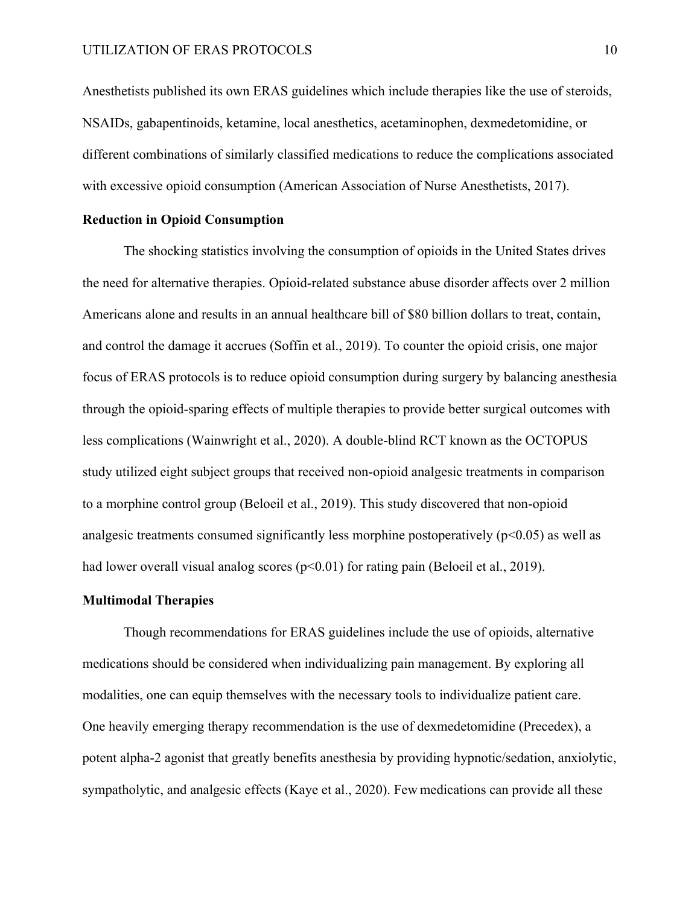Anesthetists published its own ERAS guidelines which include therapies like the use of steroids, NSAIDs, gabapentinoids, ketamine, local anesthetics, acetaminophen, dexmedetomidine, or different combinations of similarly classified medications to reduce the complications associated with excessive opioid consumption (American Association of Nurse Anesthetists, 2017).

**Reduction in Opioid Consumption**

The shocking statistics involving the consumption of opioids in the United States drives the need for alternative therapies. Opioid-related substance abuse disorder affects over 2 million Americans alone and results in an annual healthcare bill of $80 billion dollars to treat, contain, and control the damage it accrues (Soffin et al., 2019). To counter the opioid crisis, one major focus of ERAS protocols is to reduce opioid consumption during surgery by balancing anesthesia through the opioid-sparing effects of multiple therapies to provide better surgical outcomes with less complications (Wainwright et al., 2020). A double-blind RCT known as the OCTOPUS study utilized eight subject groups that received non-opioid analgesic treatments in comparison to a morphine control group (Beloeil et al., 2019). This study discovered that non-opioid analgesic treatments consumed significantly less morphine postoperatively ($p<0.05$) as well as had lower overall visual analog scores ($p<0.01$) for rating pain (Beloeil et al., 2019).

**Multimodal Therapies**

Though recommendations for ERAS guidelines include the use of opioids, alternative medications should be considered when individualizing pain management. By exploring all modalities, one can equip themselves with the necessary tools to individualize patient care. One heavily emerging therapy recommendation is the use of dexmedetomidine (Precedex), a potent alpha-2 agonist that greatly benefits anesthesia by providing hypnotic/sedation, anxiolytic, sympatholytic, and analgesic effects (Kaye et al., 2020). Few medications can provide all these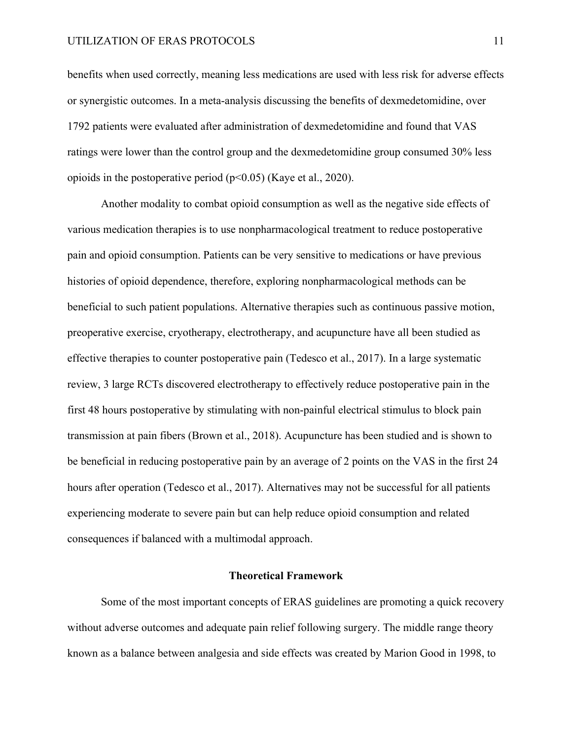benefits when used correctly, meaning less medications are used with less risk for adverse effects or synergistic outcomes. In a meta-analysis discussing the benefits of dexmedetomidine, over 1792 patients were evaluated after administration of dexmedetomidine and found that VAS ratings were lower than the control group and the dexmedetomidine group consumed 30% less opioids in the postoperative period ($p<0.05$) (Kaye et al., 2020).

Another modality to combat opioid consumption as well as the negative side effects of various medication therapies is to use nonpharmacological treatment to reduce postoperative pain and opioid consumption. Patients can be very sensitive to medications or have previous histories of opioid dependence, therefore, exploring nonpharmacological methods can be beneficial to such patient populations. Alternative therapies such as continuous passive motion, preoperative exercise, cryotherapy, electrotherapy, and acupuncture have all been studied as effective therapies to counter postoperative pain (Tedesco et al., 2017). In a large systematic review, 3 large RCTs discovered electrotherapy to effectively reduce postoperative pain in the first 48 hours postoperative by stimulating with non-painful electrical stimulus to block pain transmission at pain fibers (Brown et al., 2018). Acupuncture has been studied and is shown to be beneficial in reducing postoperative pain by an average of 2 points on the VAS in the first 24 hours after operation (Tedesco et al., 2017). Alternatives may not be successful for all patients experiencing moderate to severe pain but can help reduce opioid consumption and related consequences if balanced with a multimodal approach.

## Theoretical Framework

Some of the most important concepts of ERAS guidelines are promoting a quick recovery without adverse outcomes and adequate pain relief following surgery. The middle range theory known as a balance between analgesia and side effects was created by Marion Good in 1998, to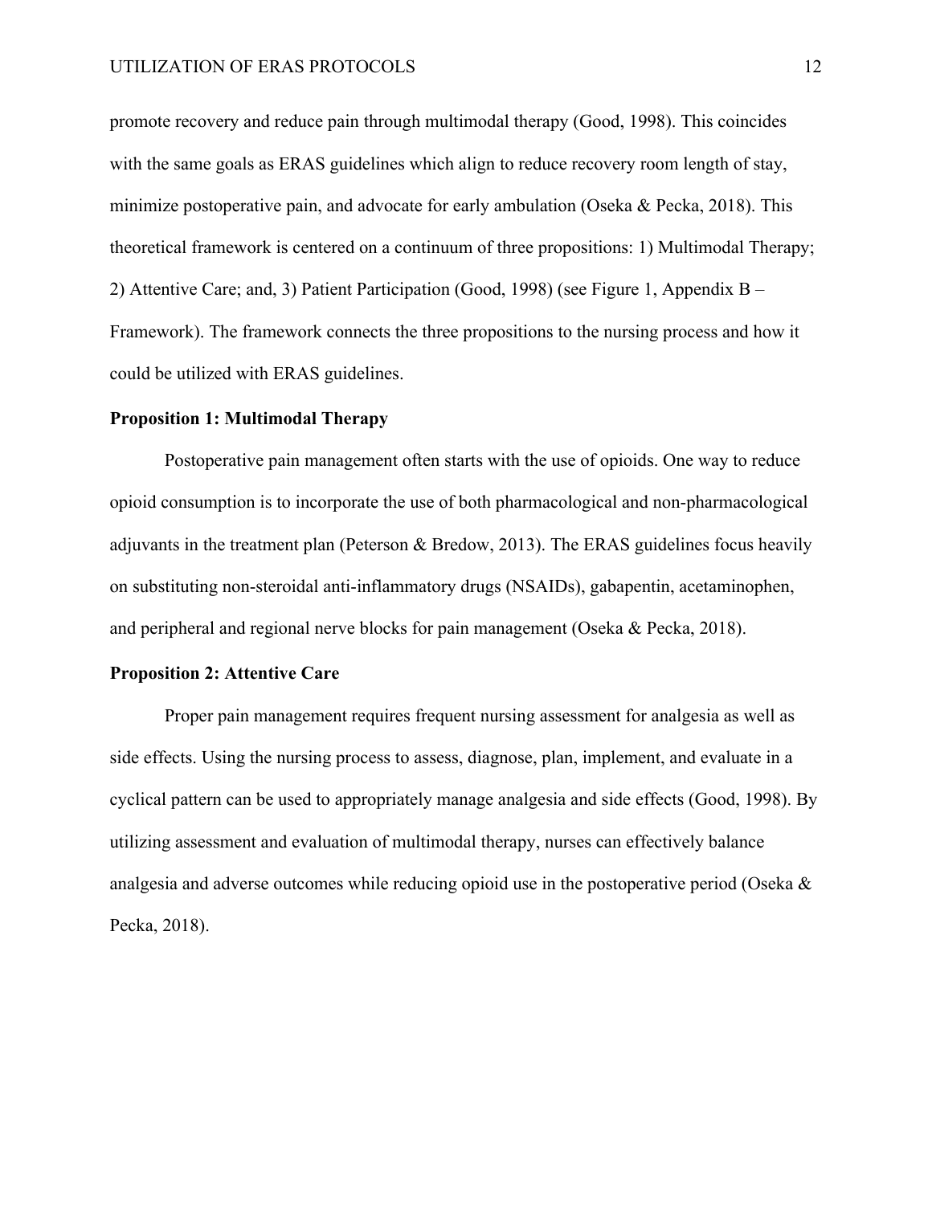promote recovery and reduce pain through multimodal therapy (Good, 1998). This coincides with the same goals as ERAS guidelines which align to reduce recovery room length of stay, minimize postoperative pain, and advocate for early ambulation (Oseka & Pecka, 2018). This theoretical framework is centered on a continuum of three propositions: 1) Multimodal Therapy; 2) Attentive Care; and, 3) Patient Participation (Good, 1998) (see Figure 1, Appendix B – Framework). The framework connects the three propositions to the nursing process and how it could be utilized with ERAS guidelines.

### Proposition 1: Multimodal Therapy

Postoperative pain management often starts with the use of opioids. One way to reduce opioid consumption is to incorporate the use of both pharmacological and non-pharmacological adjuvants in the treatment plan (Peterson & Bredow, 2013). The ERAS guidelines focus heavily on substituting non-steroidal anti-inflammatory drugs (NSAIDs), gabapentin, acetaminophen, and peripheral and regional nerve blocks for pain management (Oseka & Pecka, 2018).

### Proposition 2: Attentive Care

Proper pain management requires frequent nursing assessment for analgesia as well as side effects. Using the nursing process to assess, diagnose, plan, implement, and evaluate in a cyclical pattern can be used to appropriately manage analgesia and side effects (Good, 1998). By utilizing assessment and evaluation of multimodal therapy, nurses can effectively balance analgesia and adverse outcomes while reducing opioid use in the postoperative period (Oseka & Pecka, 2018).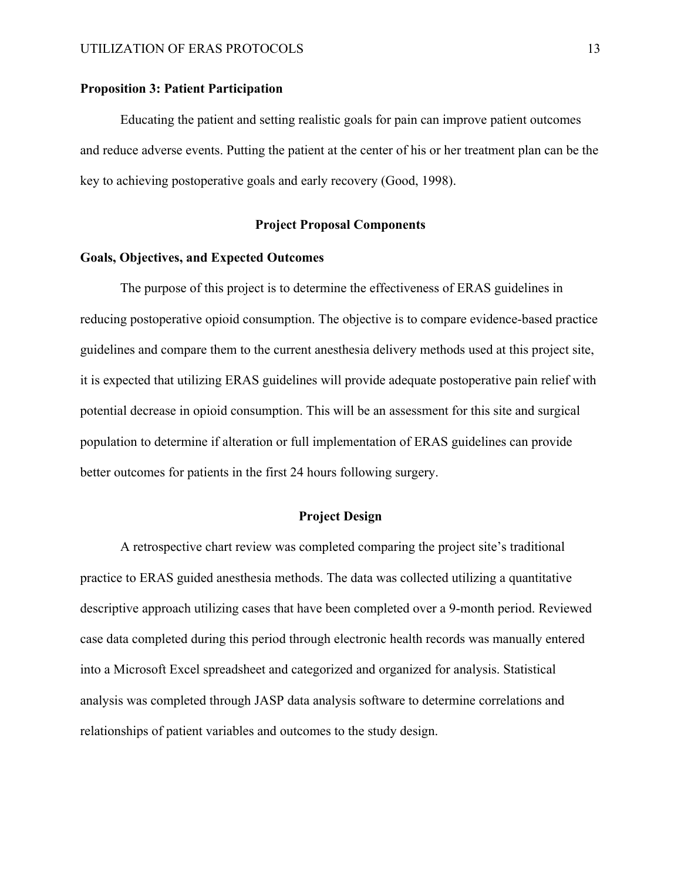### Proposition 3: Patient Participation

Educating the patient and setting realistic goals for pain can improve patient outcomes and reduce adverse events. Putting the patient at the center of his or her treatment plan can be the key to achieving postoperative goals and early recovery (Good, 1998).

## Project Proposal Components

### Goals, Objectives, and Expected Outcomes

The purpose of this project is to determine the effectiveness of ERAS guidelines in reducing postoperative opioid consumption. The objective is to compare evidence-based practice guidelines and compare them to the current anesthesia delivery methods used at this project site, it is expected that utilizing ERAS guidelines will provide adequate postoperative pain relief with potential decrease in opioid consumption. This will be an assessment for this site and surgical population to determine if alteration or full implementation of ERAS guidelines can provide better outcomes for patients in the first 24 hours following surgery.

## Project Design

A retrospective chart review was completed comparing the project site's traditional practice to ERAS guided anesthesia methods. The data was collected utilizing a quantitative descriptive approach utilizing cases that have been completed over a 9-month period. Reviewed case data completed during this period through electronic health records was manually entered into a Microsoft Excel spreadsheet and categorized and organized for analysis. Statistical analysis was completed through JASP data analysis software to determine correlations and relationships of patient variables and outcomes to the study design.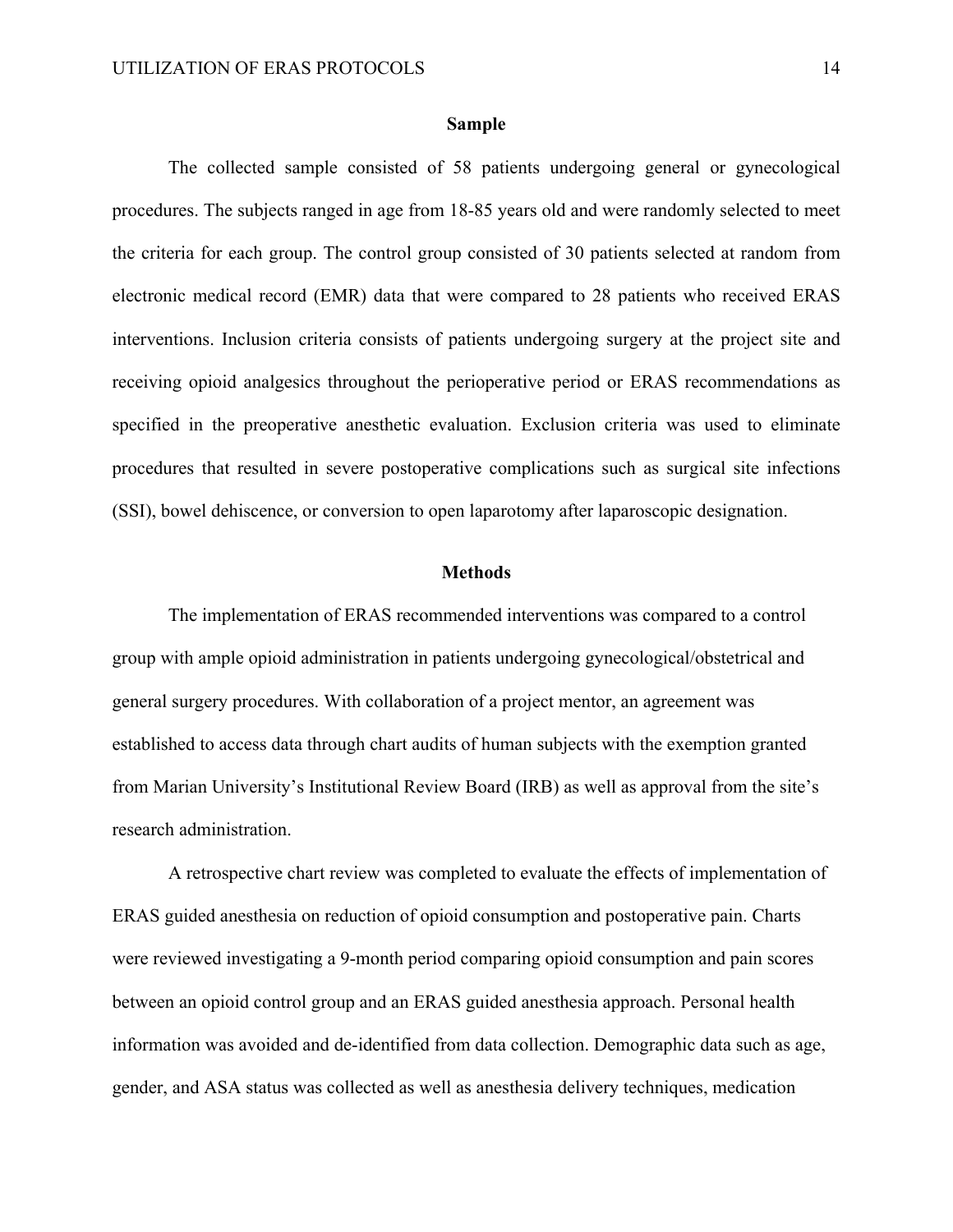## Sample

The collected sample consisted of 58 patients undergoing general or gynecological procedures. The subjects ranged in age from 18-85 years old and were randomly selected to meet the criteria for each group. The control group consisted of 30 patients selected at random from electronic medical record (EMR) data that were compared to 28 patients who received ERAS interventions. Inclusion criteria consists of patients undergoing surgery at the project site and receiving opioid analgesics throughout the perioperative period or ERAS recommendations as specified in the preoperative anesthetic evaluation. Exclusion criteria was used to eliminate procedures that resulted in severe postoperative complications such as surgical site infections (SSI), bowel dehiscence, or conversion to open laparotomy after laparoscopic designation.

## Methods

The implementation of ERAS recommended interventions was compared to a control group with ample opioid administration in patients undergoing gynecological/obstetrical and general surgery procedures. With collaboration of a project mentor, an agreement was established to access data through chart audits of human subjects with the exemption granted from Marian University's Institutional Review Board (IRB) as well as approval from the site's research administration.

A retrospective chart review was completed to evaluate the effects of implementation of ERAS guided anesthesia on reduction of opioid consumption and postoperative pain. Charts were reviewed investigating a 9-month period comparing opioid consumption and pain scores between an opioid control group and an ERAS guided anesthesia approach. Personal health information was avoided and de-identified from data collection. Demographic data such as age, gender, and ASA status was collected as well as anesthesia delivery techniques, medication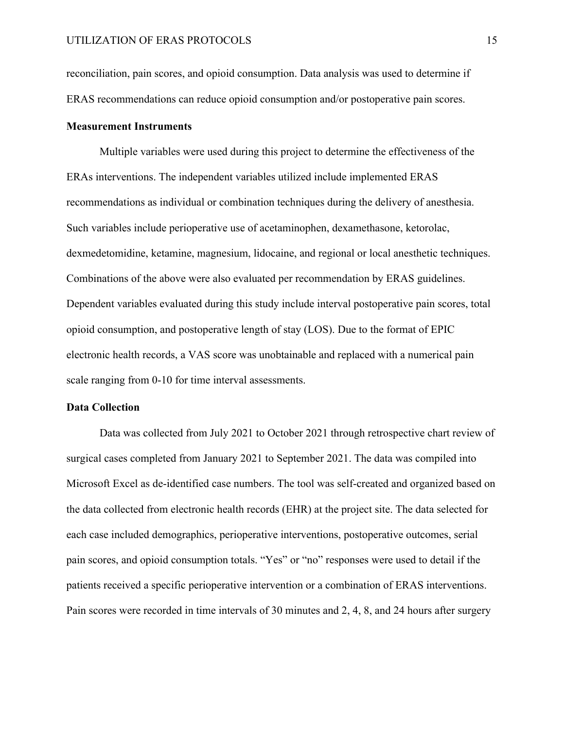reconciliation, pain scores, and opioid consumption. Data analysis was used to determine if ERAS recommendations can reduce opioid consumption and/or postoperative pain scores.

**Measurement Instruments**

Multiple variables were used during this project to determine the effectiveness of the ERAs interventions. The independent variables utilized include implemented ERAS recommendations as individual or combination techniques during the delivery of anesthesia. Such variables include perioperative use of acetaminophen, dexamethasone, ketorolac, dexmedetomidine, ketamine, magnesium, lidocaine, and regional or local anesthetic techniques. Combinations of the above were also evaluated per recommendation by ERAS guidelines. Dependent variables evaluated during this study include interval postoperative pain scores, total opioid consumption, and postoperative length of stay (LOS). Due to the format of EPIC electronic health records, a VAS score was unobtainable and replaced with a numerical pain scale ranging from 0-10 for time interval assessments.

**Data Collection**

Data was collected from July 2021 to October 2021 through retrospective chart review of surgical cases completed from January 2021 to September 2021. The data was compiled into Microsoft Excel as de-identified case numbers. The tool was self-created and organized based on the data collected from electronic health records (EHR) at the project site. The data selected for each case included demographics, perioperative interventions, postoperative outcomes, serial pain scores, and opioid consumption totals. "Yes" or "no" responses were used to detail if the patients received a specific perioperative intervention or a combination of ERAS interventions. Pain scores were recorded in time intervals of 30 minutes and 2, 4, 8, and 24 hours after surgery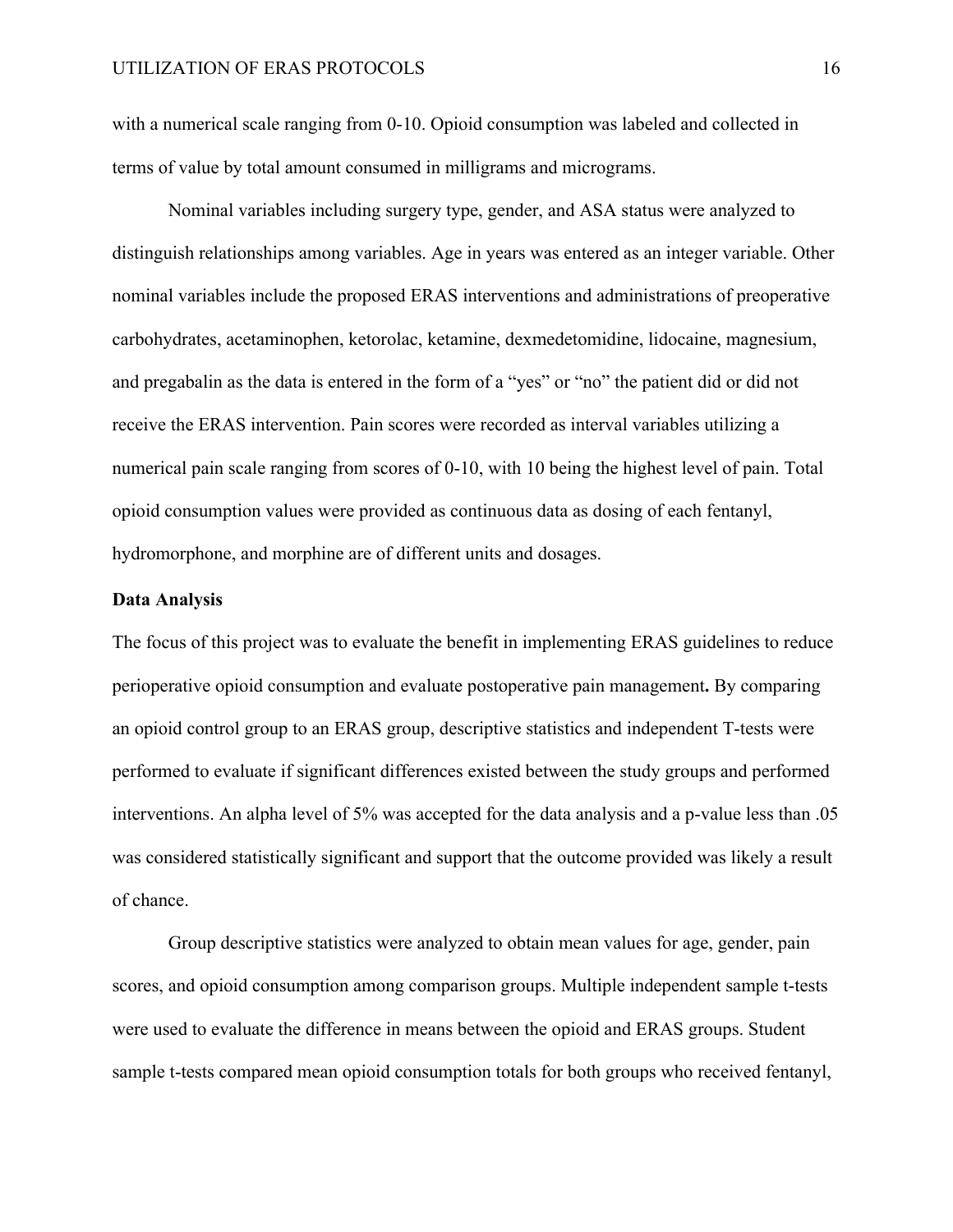with a numerical scale ranging from 0-10. Opioid consumption was labeled and collected in terms of value by total amount consumed in milligrams and micrograms.

Nominal variables including surgery type, gender, and ASA status were analyzed to distinguish relationships among variables. Age in years was entered as an integer variable. Other nominal variables include the proposed ERAS interventions and administrations of preoperative carbohydrates, acetaminophen, ketorolac, ketamine, dexmedetomidine, lidocaine, magnesium, and pregabalin as the data is entered in the form of a "yes" or "no" the patient did or did not receive the ERAS intervention. Pain scores were recorded as interval variables utilizing a numerical pain scale ranging from scores of 0-10, with 10 being the highest level of pain. Total opioid consumption values were provided as continuous data as dosing of each fentanyl, hydromorphone, and morphine are of different units and dosages.

**Data Analysis**

The focus of this project was to evaluate the benefit in implementing ERAS guidelines to reduce perioperative opioid consumption and evaluate postoperative pain management**.** By comparing an opioid control group to an ERAS group, descriptive statistics and independent T-tests were performed to evaluate if significant differences existed between the study groups and performed interventions. An alpha level of 5% was accepted for the data analysis and a p-value less than .05 was considered statistically significant and support that the outcome provided was likely a result of chance.

Group descriptive statistics were analyzed to obtain mean values for age, gender, pain scores, and opioid consumption among comparison groups. Multiple independent sample t-tests were used to evaluate the difference in means between the opioid and ERAS groups. Student sample t-tests compared mean opioid consumption totals for both groups who received fentanyl,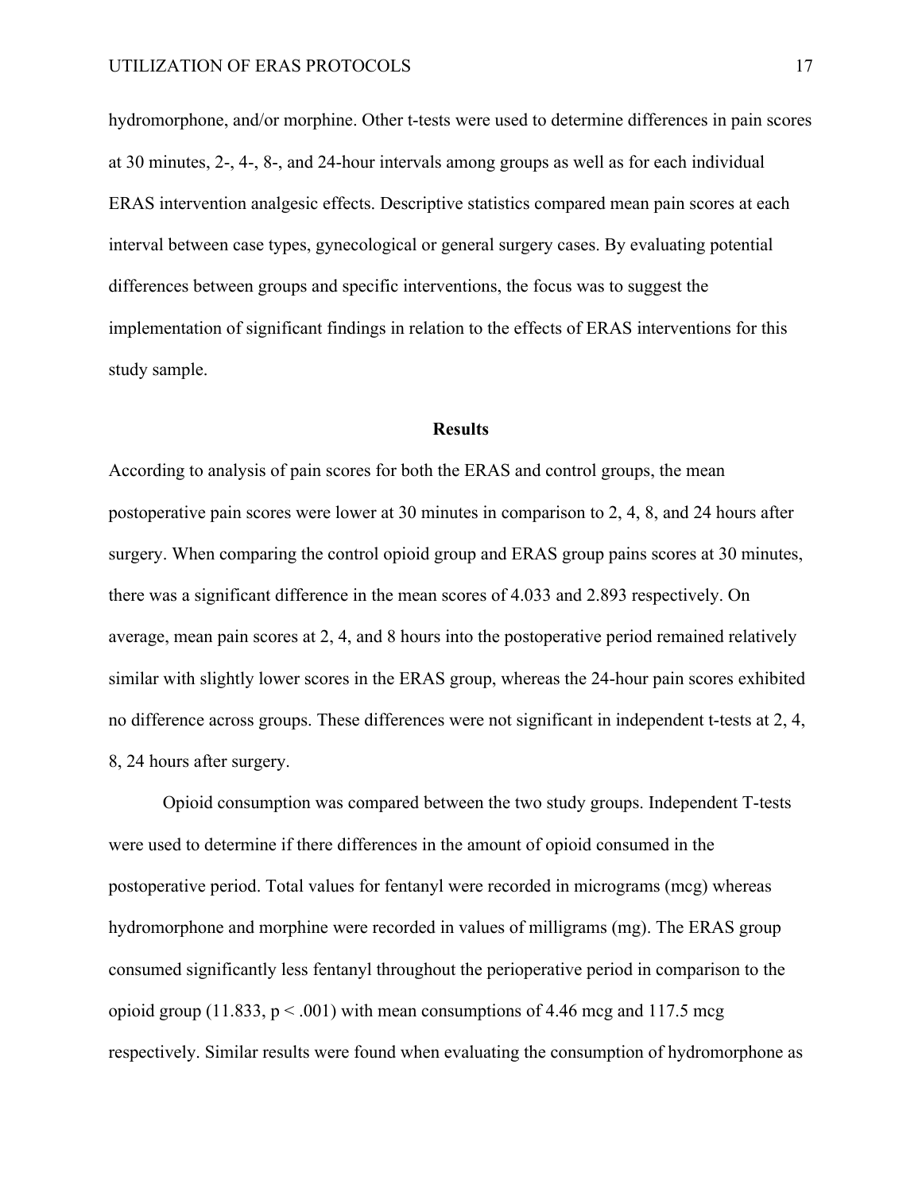hydromorphone, and/or morphine. Other t-tests were used to determine differences in pain scores at 30 minutes, 2-, 4-, 8-, and 24-hour intervals among groups as well as for each individual ERAS intervention analgesic effects. Descriptive statistics compared mean pain scores at each interval between case types, gynecological or general surgery cases. By evaluating potential differences between groups and specific interventions, the focus was to suggest the implementation of significant findings in relation to the effects of ERAS interventions for this study sample.

## Results

According to analysis of pain scores for both the ERAS and control groups, the mean postoperative pain scores were lower at 30 minutes in comparison to 2, 4, 8, and 24 hours after surgery. When comparing the control opioid group and ERAS group pains scores at 30 minutes, there was a significant difference in the mean scores of 4.033 and 2.893 respectively. On average, mean pain scores at 2, 4, and 8 hours into the postoperative period remained relatively similar with slightly lower scores in the ERAS group, whereas the 24-hour pain scores exhibited no difference across groups. These differences were not significant in independent t-tests at 2, 4, 8, 24 hours after surgery.

Opioid consumption was compared between the two study groups. Independent T-tests were used to determine if there differences in the amount of opioid consumed in the postoperative period. Total values for fentanyl were recorded in micrograms (mcg) whereas hydromorphone and morphine were recorded in values of milligrams (mg). The ERAS group consumed significantly less fentanyl throughout the perioperative period in comparison to the opioid group (11.833, $p < .001$) with mean consumptions of 4.46 mcg and 117.5 mcg respectively. Similar results were found when evaluating the consumption of hydromorphone as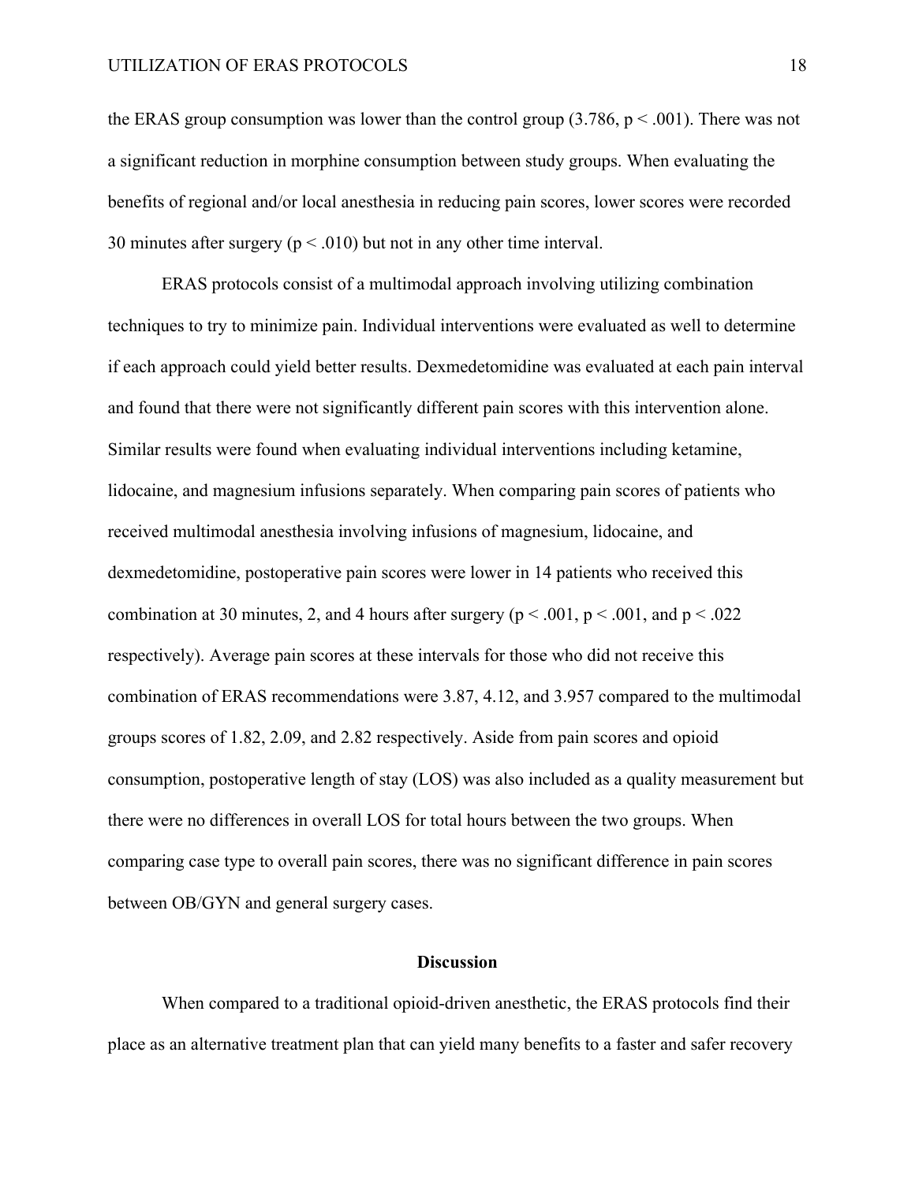the ERAS group consumption was lower than the control group (3.786, $p < .001$). There was not a significant reduction in morphine consumption between study groups. When evaluating the benefits of regional and/or local anesthesia in reducing pain scores, lower scores were recorded 30 minutes after surgery ($p < .010$) but not in any other time interval.

ERAS protocols consist of a multimodal approach involving utilizing combination techniques to try to minimize pain. Individual interventions were evaluated as well to determine if each approach could yield better results. Dexmedetomidine was evaluated at each pain interval and found that there were not significantly different pain scores with this intervention alone. Similar results were found when evaluating individual interventions including ketamine, lidocaine, and magnesium infusions separately. When comparing pain scores of patients who received multimodal anesthesia involving infusions of magnesium, lidocaine, and dexmedetomidine, postoperative pain scores were lower in 14 patients who received this combination at 30 minutes, 2, and 4 hours after surgery ($p < .001$, $p < .001$, and $p < .022$ respectively). Average pain scores at these intervals for those who did not receive this combination of ERAS recommendations were 3.87, 4.12, and 3.957 compared to the multimodal groups scores of 1.82, 2.09, and 2.82 respectively. Aside from pain scores and opioid consumption, postoperative length of stay (LOS) was also included as a quality measurement but there were no differences in overall LOS for total hours between the two groups. When comparing case type to overall pain scores, there was no significant difference in pain scores between OB/GYN and general surgery cases.

## Discussion

When compared to a traditional opioid-driven anesthetic, the ERAS protocols find their place as an alternative treatment plan that can yield many benefits to a faster and safer recovery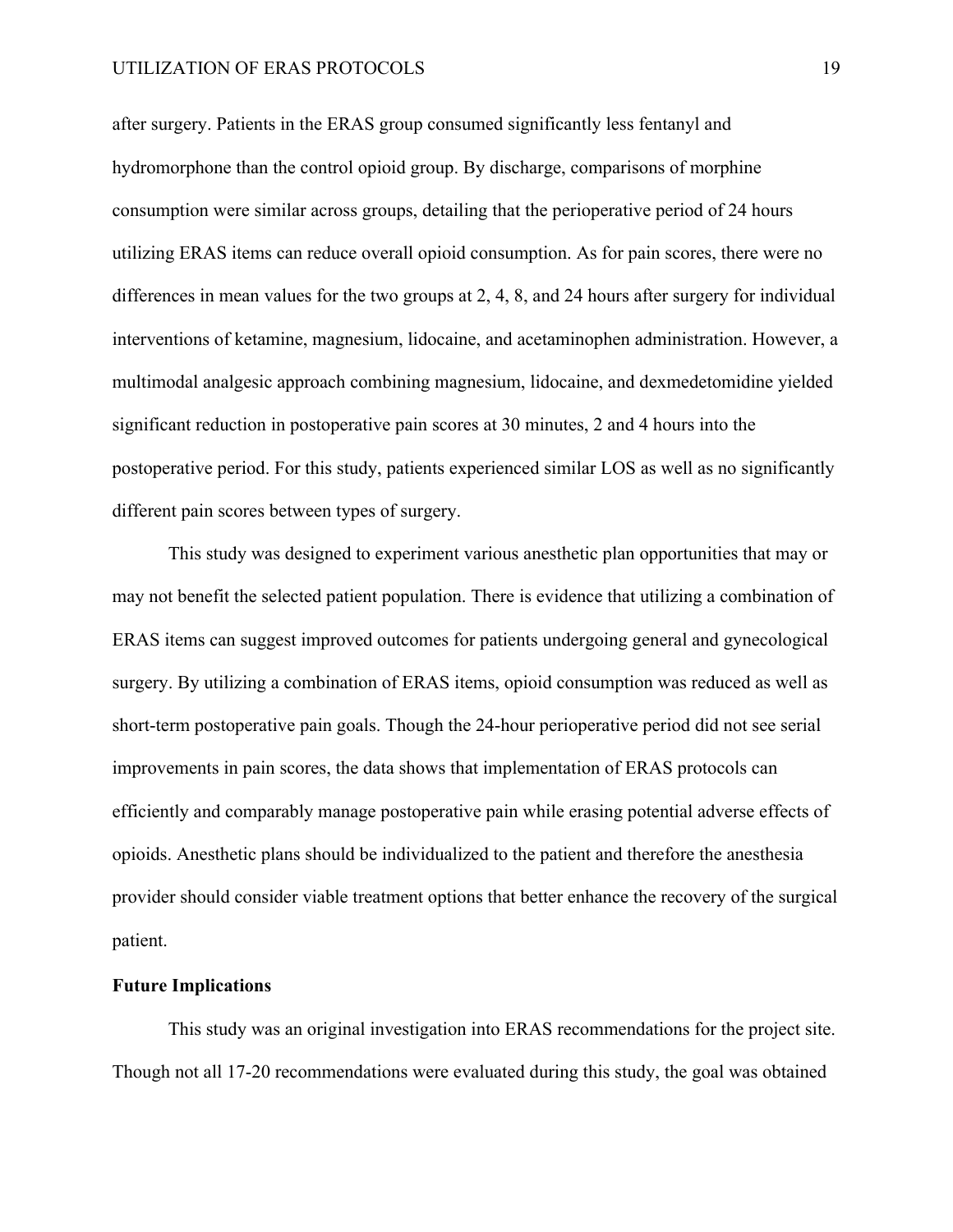after surgery. Patients in the ERAS group consumed significantly less fentanyl and hydromorphone than the control opioid group. By discharge, comparisons of morphine consumption were similar across groups, detailing that the perioperative period of 24 hours utilizing ERAS items can reduce overall opioid consumption. As for pain scores, there were no differences in mean values for the two groups at 2, 4, 8, and 24 hours after surgery for individual interventions of ketamine, magnesium, lidocaine, and acetaminophen administration. However, a multimodal analgesic approach combining magnesium, lidocaine, and dexmedetomidine yielded significant reduction in postoperative pain scores at 30 minutes, 2 and 4 hours into the postoperative period. For this study, patients experienced similar LOS as well as no significantly different pain scores between types of surgery.

This study was designed to experiment various anesthetic plan opportunities that may or may not benefit the selected patient population. There is evidence that utilizing a combination of ERAS items can suggest improved outcomes for patients undergoing general and gynecological surgery. By utilizing a combination of ERAS items, opioid consumption was reduced as well as short-term postoperative pain goals. Though the 24-hour perioperative period did not see serial improvements in pain scores, the data shows that implementation of ERAS protocols can efficiently and comparably manage postoperative pain while erasing potential adverse effects of opioids. Anesthetic plans should be individualized to the patient and therefore the anesthesia provider should consider viable treatment options that better enhance the recovery of the surgical patient.

**Future Implications**

This study was an original investigation into ERAS recommendations for the project site. Though not all 17-20 recommendations were evaluated during this study, the goal was obtained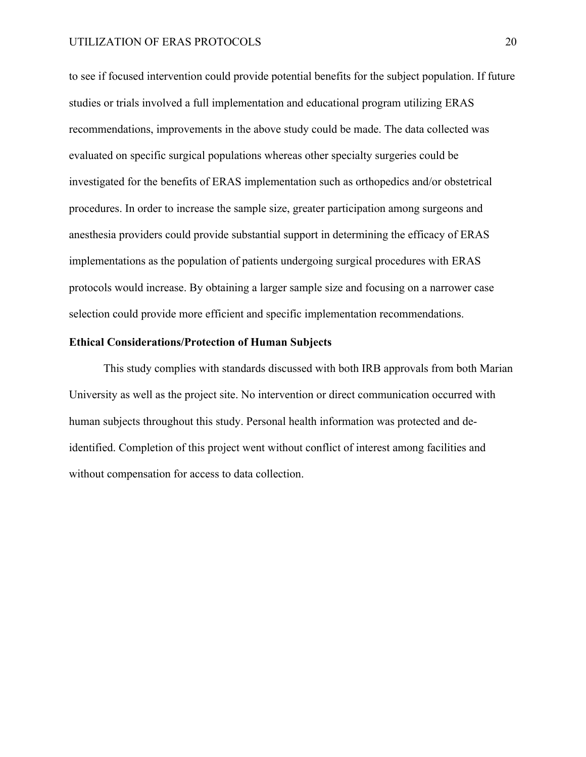to see if focused intervention could provide potential benefits for the subject population. If future studies or trials involved a full implementation and educational program utilizing ERAS recommendations, improvements in the above study could be made. The data collected was evaluated on specific surgical populations whereas other specialty surgeries could be investigated for the benefits of ERAS implementation such as orthopedics and/or obstetrical procedures. In order to increase the sample size, greater participation among surgeons and anesthesia providers could provide substantial support in determining the efficacy of ERAS implementations as the population of patients undergoing surgical procedures with ERAS protocols would increase. By obtaining a larger sample size and focusing on a narrower case selection could provide more efficient and specific implementation recommendations.

### Ethical Considerations/Protection of Human Subjects

This study complies with standards discussed with both IRB approvals from both Marian University as well as the project site. No intervention or direct communication occurred with human subjects throughout this study. Personal health information was protected and de-identified. Completion of this project went without conflict of interest among facilities and without compensation for access to data collection.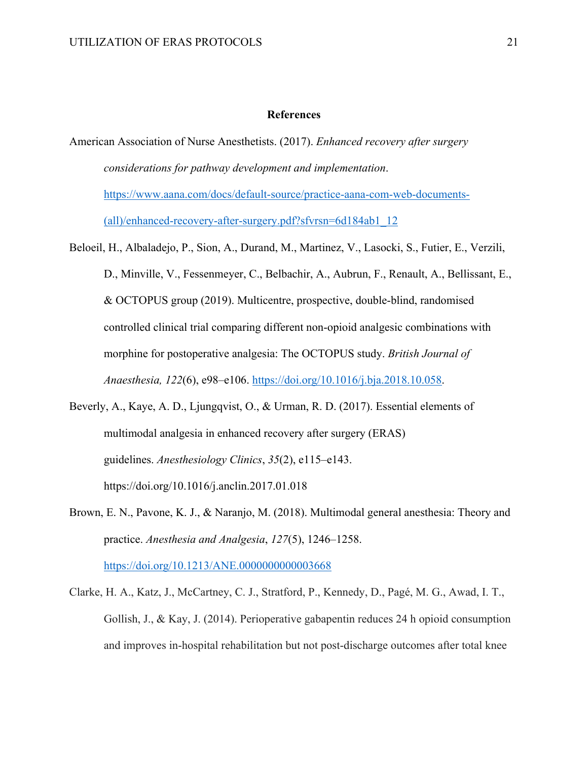# References

American Association of Nurse Anesthetists. (2017). *Enhanced recovery after surgery considerations for pathway development and implementation*. https://www.aana.com/docs/default-source/practice-aana-com-web-documents-(all)/enhanced-recovery-after-surgery.pdf?sfvrsn=6d184ab1_12

Beloeil, H., Albaladejo, P., Sion, A., Durand, M., Martinez, V., Lasocki, S., Futier, E., Verzili, D., Minville, V., Fessenmeyer, C., Belbachir, A., Aubrun, F., Renault, A., Bellissant, E., & OCTOPUS group (2019). Multicentre, prospective, double-blind, randomised controlled clinical trial comparing different non-opioid analgesic combinations with morphine for postoperative analgesia: The OCTOPUS study. *British Journal of Anaesthesia, 122*(6), e98–e106. https://doi.org/10.1016/j.bja.2018.10.058.

Beverly, A., Kaye, A. D., Ljungqvist, O., & Urman, R. D. (2017). Essential elements of multimodal analgesia in enhanced recovery after surgery (ERAS) guidelines. *Anesthesiology Clinics*, *35*(2), e115–e143. https://doi.org/10.1016/j.anclin.2017.01.018

Brown, E. N., Pavone, K. J., & Naranjo, M. (2018). Multimodal general anesthesia: Theory and practice. *Anesthesia and Analgesia*, *127*(5), 1246–1258. https://doi.org/10.1213/ANE.0000000000003668

Clarke, H. A., Katz, J., McCartney, C. J., Stratford, P., Kennedy, D., Pagé, M. G., Awad, I. T., Gollish, J., & Kay, J. (2014). Perioperative gabapentin reduces 24 h opioid consumption and improves in-hospital rehabilitation but not post-discharge outcomes after total knee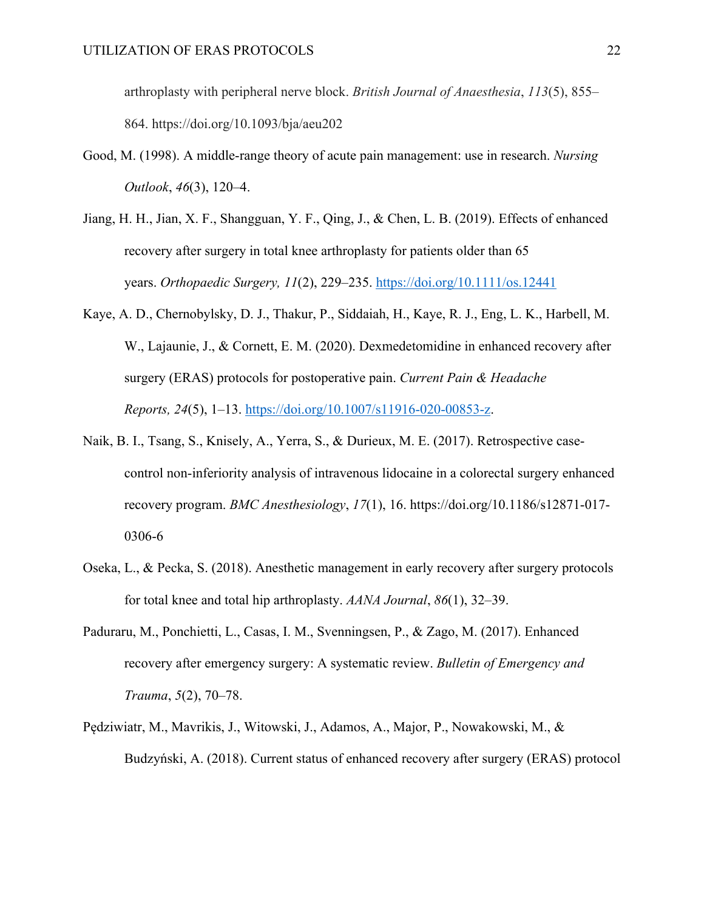arthroplasty with peripheral nerve block. *British Journal of Anaesthesia*, *113*(5), 855–864. https://doi.org/10.1093/bja/aeu202

Good, M. (1998). A middle-range theory of acute pain management: use in research. *Nursing Outlook*, *46*(3), 120–4.

Jiang, H. H., Jian, X. F., Shangguan, Y. F., Qing, J., & Chen, L. B. (2019). Effects of enhanced recovery after surgery in total knee arthroplasty for patients older than 65 years. *Orthopaedic Surgery, 11*(2), 229–235. https://doi.org/10.1111/os.12441

Kaye, A. D., Chernobylsky, D. J., Thakur, P., Siddaiah, H., Kaye, R. J., Eng, L. K., Harbell, M. W., Lajaunie, J., & Cornett, E. M. (2020). Dexmedetomidine in enhanced recovery after surgery (ERAS) protocols for postoperative pain. *Current Pain & Headache Reports, 24*(5), 1–13. https://doi.org/10.1007/s11916-020-00853-z.

Naik, B. I., Tsang, S., Knisely, A., Yerra, S., & Durieux, M. E. (2017). Retrospective case-control non-inferiority analysis of intravenous lidocaine in a colorectal surgery enhanced recovery program. *BMC Anesthesiology*, *17*(1), 16. https://doi.org/10.1186/s12871-017-0306-6

Oseka, L., & Pecka, S. (2018). Anesthetic management in early recovery after surgery protocols for total knee and total hip arthroplasty. *AANA Journal*, *86*(1), 32–39.

Paduraru, M., Ponchietti, L., Casas, I. M., Svenningsen, P., & Zago, M. (2017). Enhanced recovery after emergency surgery: A systematic review. *Bulletin of Emergency and Trauma*, *5*(2), 70–78.

Pędziwiatr, M., Mavrikis, J., Witowski, J., Adamos, A., Major, P., Nowakowski, M., & Budzyński, A. (2018). Current status of enhanced recovery after surgery (ERAS) protocol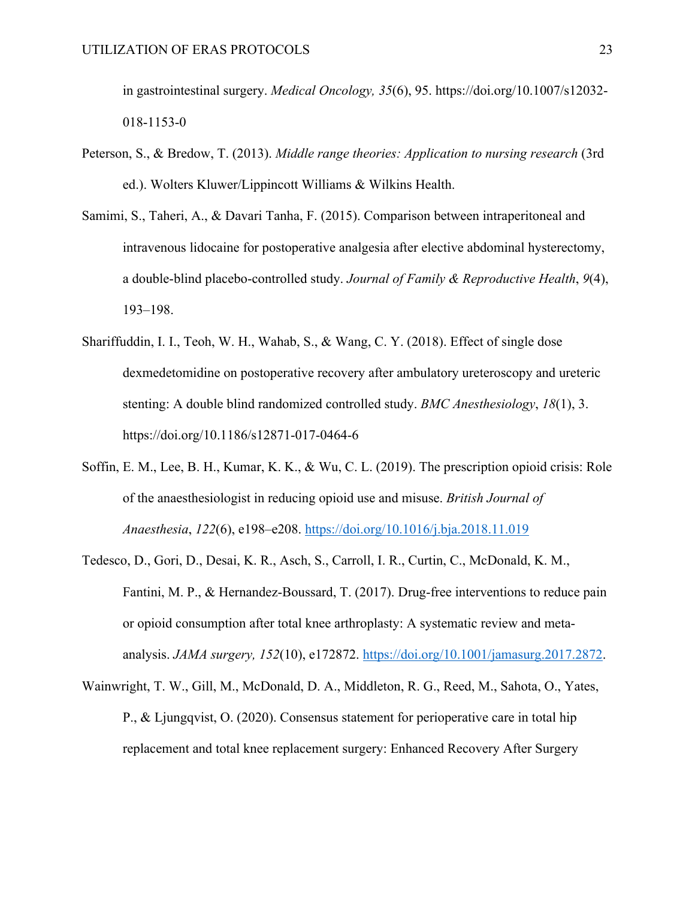in gastrointestinal surgery. *Medical Oncology, 35*(6), 95. https://doi.org/10.1007/s12032-018-1153-0

Peterson, S., & Bredow, T. (2013). *Middle range theories: Application to nursing research* (3rd ed.). Wolters Kluwer/Lippincott Williams & Wilkins Health.

Samimi, S., Taheri, A., & Davari Tanha, F. (2015). Comparison between intraperitoneal and intravenous lidocaine for postoperative analgesia after elective abdominal hysterectomy, a double-blind placebo-controlled study. *Journal of Family & Reproductive Health*, *9*(4), 193–198.

Shariffuddin, I. I., Teoh, W. H., Wahab, S., & Wang, C. Y. (2018). Effect of single dose dexmedetomidine on postoperative recovery after ambulatory ureteroscopy and ureteric stenting: A double blind randomized controlled study. *BMC Anesthesiology*, *18*(1), 3. https://doi.org/10.1186/s12871-017-0464-6

Soffin, E. M., Lee, B. H., Kumar, K. K., & Wu, C. L. (2019). The prescription opioid crisis: Role of the anaesthesiologist in reducing opioid use and misuse. *British Journal of Anaesthesia*, *122*(6), e198–e208. https://doi.org/10.1016/j.bja.2018.11.019

Tedesco, D., Gori, D., Desai, K. R., Asch, S., Carroll, I. R., Curtin, C., McDonald, K. M., Fantini, M. P., & Hernandez-Boussard, T. (2017). Drug-free interventions to reduce pain or opioid consumption after total knee arthroplasty: A systematic review and meta-analysis. *JAMA surgery, 152*(10), e172872. https://doi.org/10.1001/jamasurg.2017.2872.

Wainwright, T. W., Gill, M., McDonald, D. A., Middleton, R. G., Reed, M., Sahota, O., Yates, P., & Ljungqvist, O. (2020). Consensus statement for perioperative care in total hip replacement and total knee replacement surgery: Enhanced Recovery After Surgery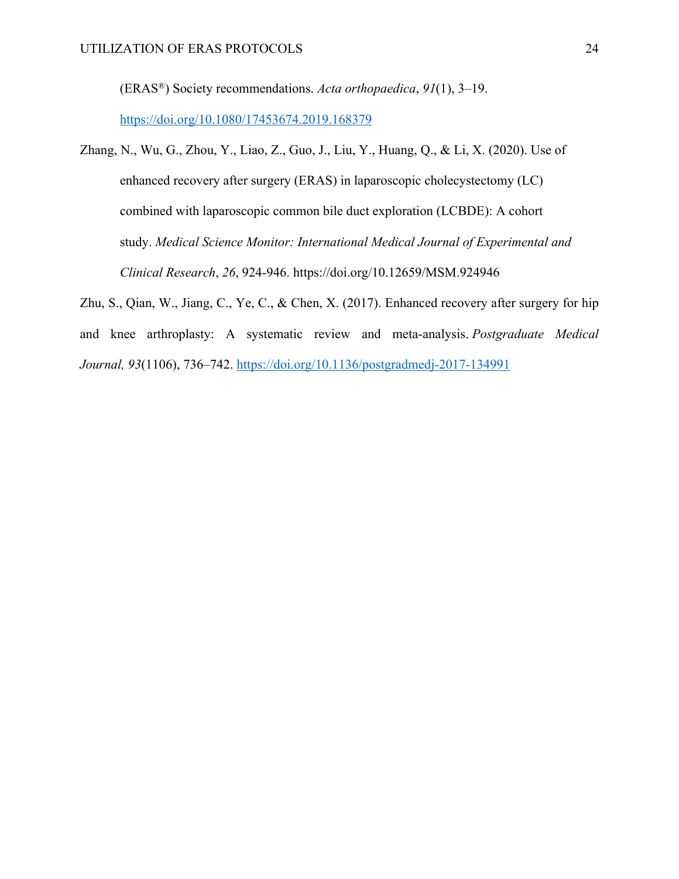(ERAS®) Society recommendations. *Acta orthopaedica*, *91*(1), 3–19. https://doi.org/10.1080/17453674.2019.168379

Zhang, N., Wu, G., Zhou, Y., Liao, Z., Guo, J., Liu, Y., Huang, Q., & Li, X. (2020). Use of enhanced recovery after surgery (ERAS) in laparoscopic cholecystectomy (LC) combined with laparoscopic common bile duct exploration (LCBDE): A cohort study. *Medical Science Monitor: International Medical Journal of Experimental and Clinical Research*, *26*, 924-946. https://doi.org/10.12659/MSM.924946

Zhu, S., Qian, W., Jiang, C., Ye, C., & Chen, X. (2017). Enhanced recovery after surgery for hip and knee arthroplasty: A systematic review and meta-analysis. *Postgraduate Medical Journal, 93*(1106), 736–742. https://doi.org/10.1136/postgradmedj-2017-134991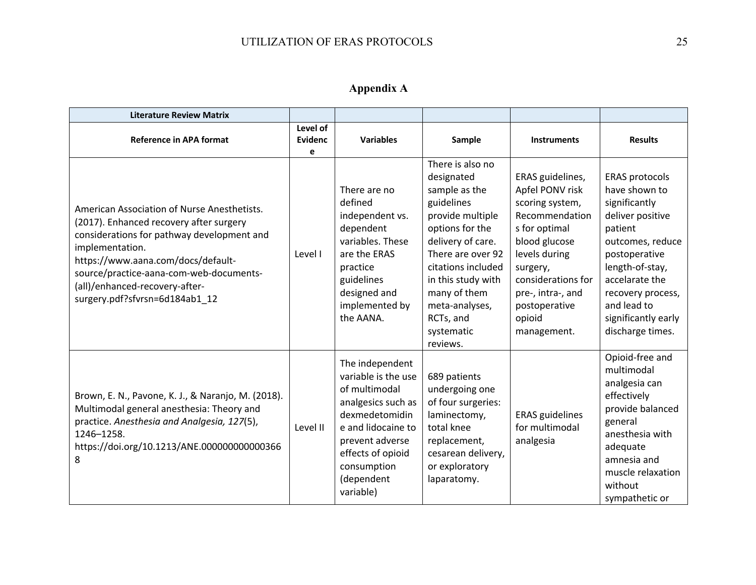## Appendix A

| Literature Review Matrix | | | | | |
|---|---|---|---|---|---|
| **Reference in APA format** | **Level of Evidence** | **Variables** | **Sample** | **Instruments** | **Results** |
| American Association of Nurse Anesthetists. (2017). Enhanced recovery after surgery considerations for pathway development and implementation. https://www.aana.com/docs/default-source/practice-aana-com-web-documents-(all)/enhanced-recovery-after-surgery.pdf?sfvrsn=6d184ab1_12 | Level I | There are no defined independent vs. dependent variables. These are the ERAS practice guidelines designed and implemented by the AANA. | There is also no designated sample as the guidelines provide multiple options for the delivery of care. There are over 92 citations included in this study with many of them meta-analyses, RCTs, and systematic reviews. | ERAS guidelines, Apfel PONV risk scoring system, Recommendations for optimal blood glucose levels during surgery, considerations for pre-, intra-, and postoperative opioid management. | ERAS protocols have shown to significantly deliver positive patient outcomes, reduce postoperative length-of-stay, accelarate the recovery process, and lead to significantly early discharge times. |
| Brown, E. N., Pavone, K. J., & Naranjo, M. (2018). Multimodal general anesthesia: Theory and practice. *Anesthesia and Analgesia, 127*(5), 1246–1258. https://doi.org/10.1213/ANE.0000000000003668 | Level II | The independent variable is the use of multimodal analgesics such as dexmedetomidine and lidocaine to prevent adverse effects of opioid consumption (dependent variable) | 689 patients undergoing one of four surgeries: laminectomy, total knee replacement, cesarean delivery, or exploratory laparatomy. | ERAS guidelines for multimodal analgesia | Opioid-free and multimodal analgesia can effectively provide balanced general anesthesia with adequate amnesia and muscle relaxation without sympathetic or |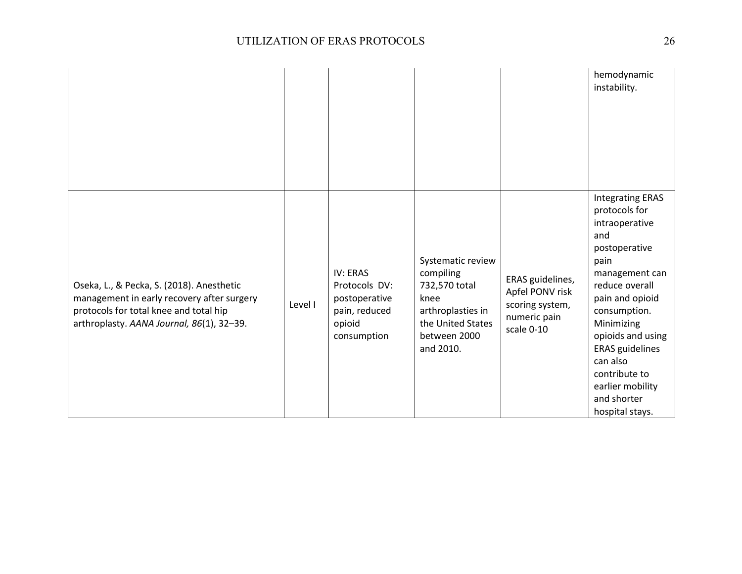| | | | | | |
|---|---|---|---|---|---|
| | | | | | hemodynamic instability. |
| Oseka, L., & Pecka, S. (2018). Anesthetic management in early recovery after surgery protocols for total knee and total hip arthroplasty. *AANA Journal, 86*(1), 32–39. | Level I | IV: ERAS Protocols DV: postoperative pain, reduced opioid consumption | Systematic review compiling 732,570 total knee arthroplasties in the United States between 2000 and 2010. | ERAS guidelines, Apfel PONV risk scoring system, numeric pain scale 0-10 | Integrating ERAS protocols for intraoperative and postoperative pain management can reduce overall pain and opioid consumption. Minimizing opioids and using ERAS guidelines can also contribute to earlier mobility and shorter hospital stays. |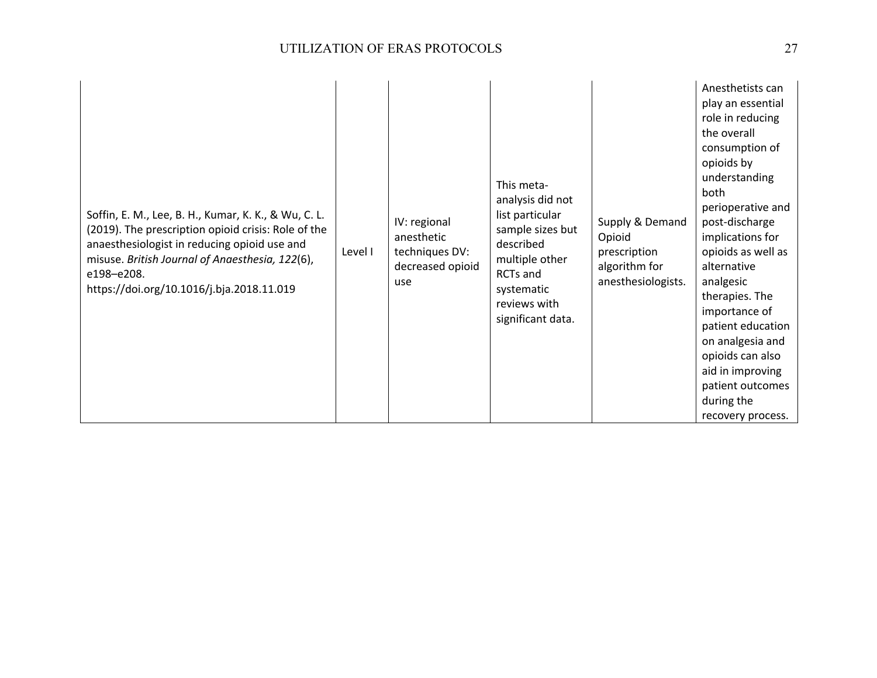| | | | | | |
|---|---|---|---|---|---|
| Soffin, E. M., Lee, B. H., Kumar, K. K., & Wu, C. L. (2019). The prescription opioid crisis: Role of the anaesthesiologist in reducing opioid use and misuse. *British Journal of Anaesthesia, 122*(6), e198–e208. https://doi.org/10.1016/j.bja.2018.11.019 | Level I | IV: regional anesthetic techniques DV: decreased opioid use | This meta-analysis did not list particular sample sizes but described multiple other RCTs and systematic reviews with significant data. | Supply & Demand Opioid prescription algorithm for anesthesiologists. | Anesthetists can play an essential role in reducing the overall consumption of opioids by understanding both perioperative and post-discharge implications for opioids as well as alternative analgesic therapies. The importance of patient education on analgesia and opioids can also aid in improving patient outcomes during the recovery process. |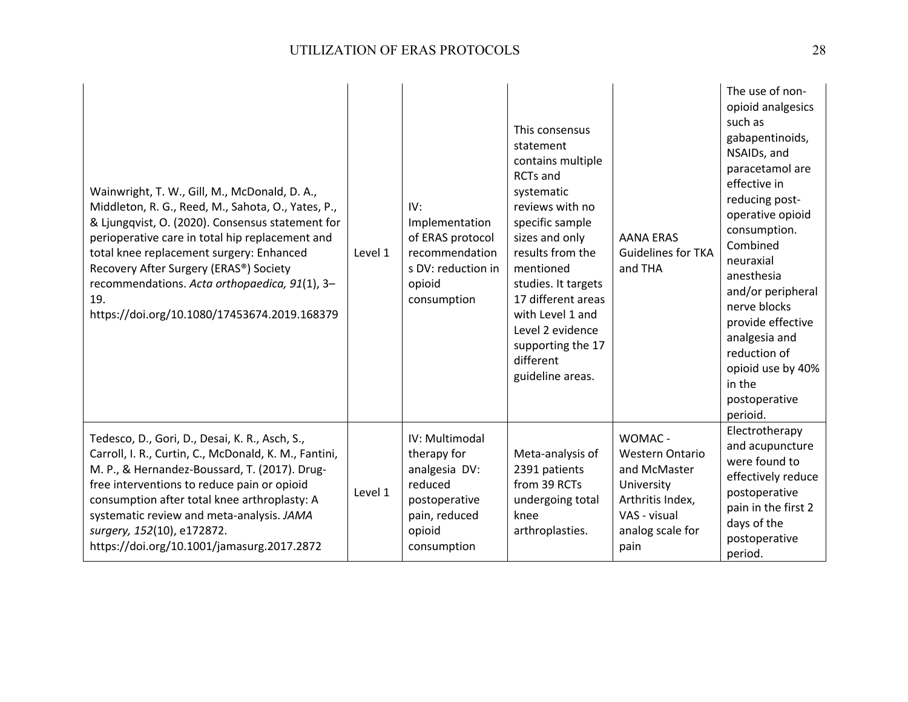| | | | | | |
|---|---|---|---|---|---|
| Wainwright, T. W., Gill, M., McDonald, D. A., Middleton, R. G., Reed, M., Sahota, O., Yates, P., & Ljungqvist, O. (2020). Consensus statement for perioperative care in total hip replacement and total knee replacement surgery: Enhanced Recovery After Surgery (ERAS®) Society recommendations. *Acta orthopaedica, 91*(1), 3–19. https://doi.org/10.1080/17453674.2019.168379 | Level 1 | IV: Implementation of ERAS protocol recommendations DV: reduction in opioid consumption | This consensus statement contains multiple RCTs and systematic reviews with no specific sample sizes and only results from the mentioned studies. It targets 17 different areas with Level 1 and Level 2 evidence supporting the 17 different guideline areas. | AANA ERAS Guidelines for TKA and THA | The use of non-opioid analgesics such as gabapentinoids, NSAIDs, and paracetamol are effective in reducing post-operative opioid consumption. Combined neuraxial anesthesia and/or peripheral nerve blocks provide effective analgesia and reduction of opioid use by 40% in the postoperative perioid. |
| Tedesco, D., Gori, D., Desai, K. R., Asch, S., Carroll, I. R., Curtin, C., McDonald, K. M., Fantini, M. P., & Hernandez-Boussard, T. (2017). Drug-free interventions to reduce pain or opioid consumption after total knee arthroplasty: A systematic review and meta-analysis. *JAMA surgery, 152*(10), e172872. https://doi.org/10.1001/jamasurg.2017.2872 | Level 1 | IV: Multimodal therapy for analgesia DV: reduced postoperative pain, reduced opioid consumption | Meta-analysis of 2391 patients from 39 RCTs undergoing total knee arthroplasties. | WOMAC - Western Ontario and McMaster University Arthritis Index, VAS - visual analog scale for pain | Electrotherapy and acupuncture were found to effectively reduce postoperative pain in the first 2 days of the postoperative period. |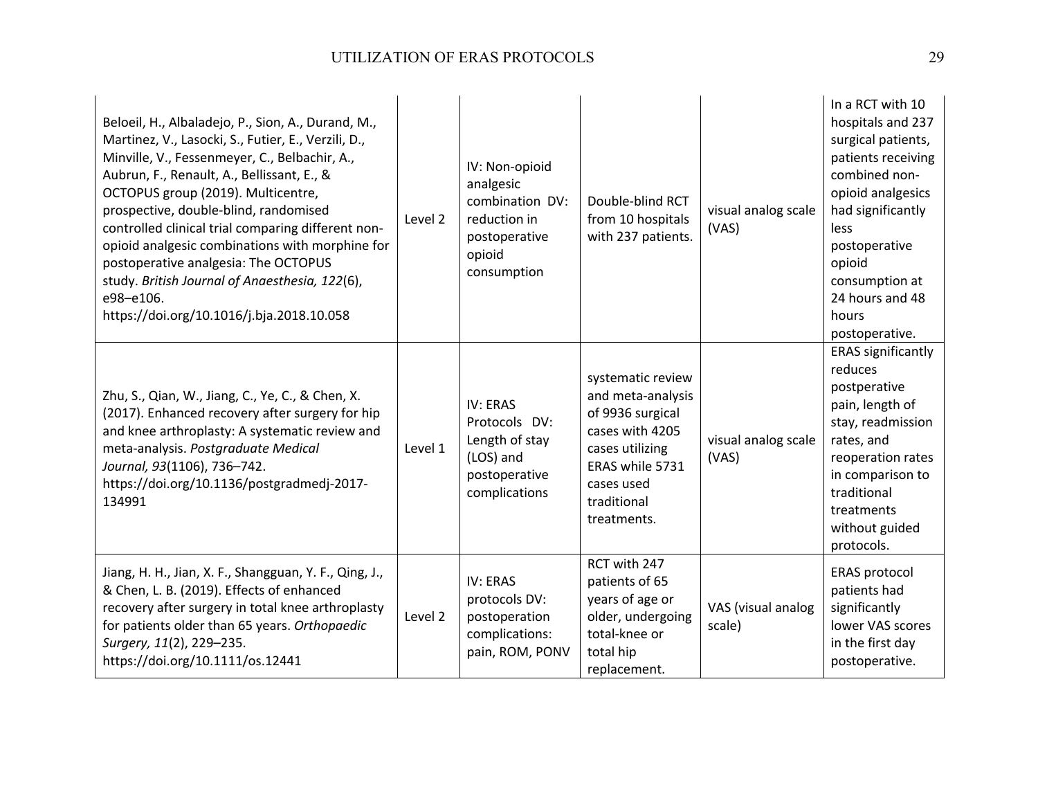| | | | | | |
|---|---|---|---|---|---|
| Beloeil, H., Albaladejo, P., Sion, A., Durand, M., Martinez, V., Lasocki, S., Futier, E., Verzili, D., Minville, V., Fessenmeyer, C., Belbachir, A., Aubrun, F., Renault, A., Bellissant, E., & OCTOPUS group (2019). Multicentre, prospective, double-blind, randomised controlled clinical trial comparing different non-opioid analgesic combinations with morphine for postoperative analgesia: The OCTOPUS study. *British Journal of Anaesthesia, 122*(6), e98–e106. https://doi.org/10.1016/j.bja.2018.10.058 | Level 2 | IV: Non-opioid analgesic combination DV: reduction in postoperative opioid consumption | Double-blind RCT from 10 hospitals with 237 patients. | visual analog scale (VAS) | In a RCT with 10 hospitals and 237 surgical patients, patients receiving combined non-opioid analgesics had significantly less postoperative opioid consumption at 24 hours and 48 hours postoperative. |
| Zhu, S., Qian, W., Jiang, C., Ye, C., & Chen, X. (2017). Enhanced recovery after surgery for hip and knee arthroplasty: A systematic review and meta-analysis. *Postgraduate Medical Journal, 93*(1106), 736–742. https://doi.org/10.1136/postgradmedj-2017-134991 | Level 1 | IV: ERAS Protocols DV: Length of stay (LOS) and postoperative complications | systematic review and meta-analysis of 9936 surgical cases with 4205 cases utilizing ERAS while 5731 cases used traditional treatments. | visual analog scale (VAS) | ERAS significantly reduces postperative pain, length of stay, readmission rates, and reoperation rates in comparison to traditional treatments without guided protocols. |
| Jiang, H. H., Jian, X. F., Shangguan, Y. F., Qing, J., & Chen, L. B. (2019). Effects of enhanced recovery after surgery in total knee arthroplasty for patients older than 65 years. *Orthopaedic Surgery, 11*(2), 229–235. https://doi.org/10.1111/os.12441 | Level 2 | IV: ERAS protocols DV: postoperation complications: pain, ROM, PONV | RCT with 247 patients of 65 years of age or older, undergoing total-knee or total hip replacement. | VAS (visual analog scale) | ERAS protocol patients had significantly lower VAS scores in the first day postoperative. |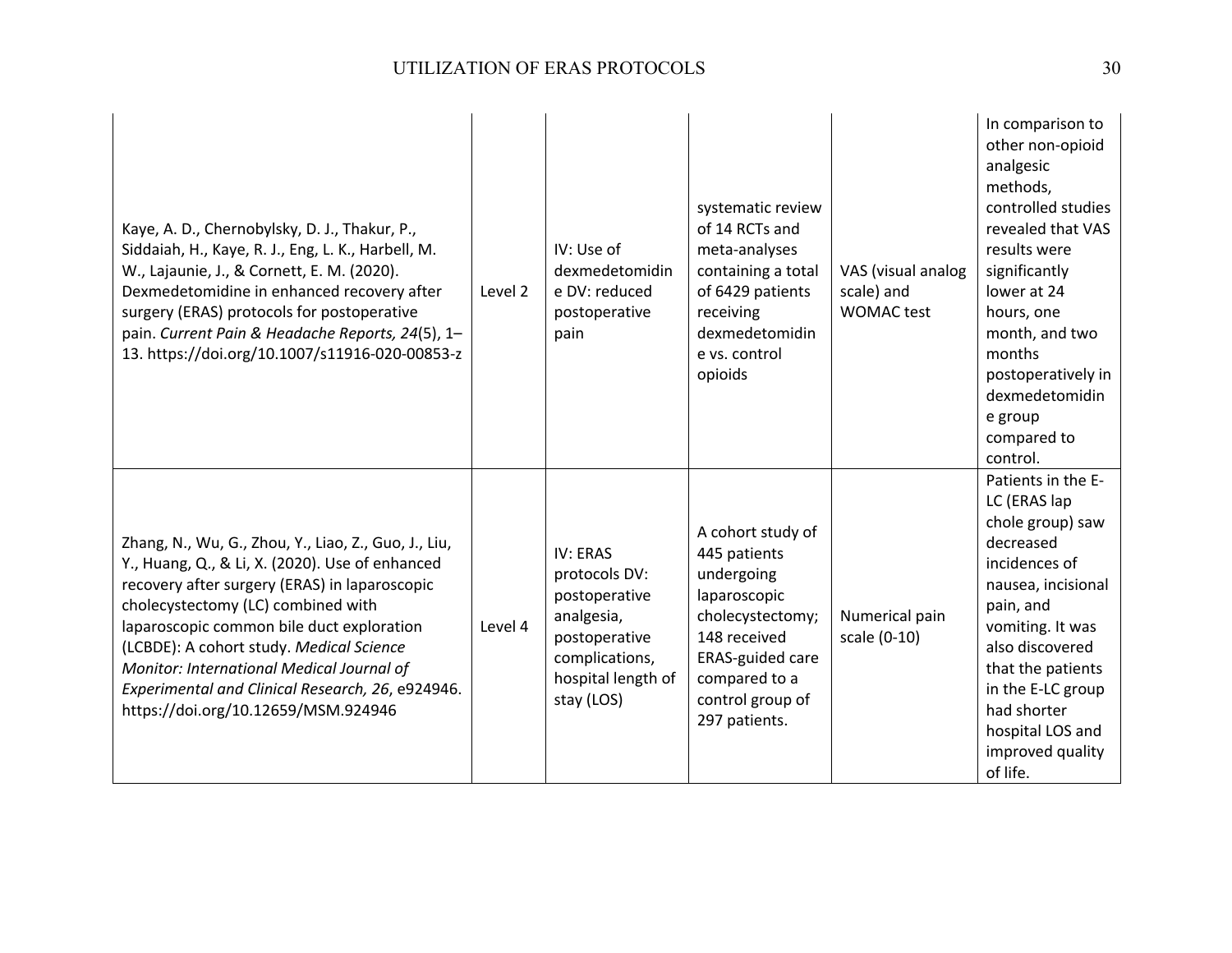| | | | | | |
|---|---|---|---|---|---|
| Kaye, A. D., Chernobylsky, D. J., Thakur, P., Siddaiah, H., Kaye, R. J., Eng, L. K., Harbell, M. W., Lajaunie, J., & Cornett, E. M. (2020). Dexmedetomidine in enhanced recovery after surgery (ERAS) protocols for postoperative pain. *Current Pain & Headache Reports, 24*(5), 1–13. https://doi.org/10.1007/s11916-020-00853-z | Level 2 | IV: Use of dexmedetomidine DV: reduced postoperative pain | systematic review of 14 RCTs and meta-analyses containing a total of 6429 patients receiving dexmedetomidine vs. control opioids | VAS (visual analog scale) and WOMAC test | In comparison to other non-opioid analgesic methods, controlled studies revealed that VAS results were significantly lower at 24 hours, one month, and two months postoperatively in dexmedetomidine group compared to control. |
| Zhang, N., Wu, G., Zhou, Y., Liao, Z., Guo, J., Liu, Y., Huang, Q., & Li, X. (2020). Use of enhanced recovery after surgery (ERAS) in laparoscopic cholecystectomy (LC) combined with laparoscopic common bile duct exploration (LCBDE): A cohort study. *Medical Science Monitor: International Medical Journal of Experimental and Clinical Research, 26*, e924946. https://doi.org/10.12659/MSM.924946 | Level 4 | IV: ERAS protocols DV: postoperative analgesia, postoperative complications, hospital length of stay (LOS) | A cohort study of 445 patients undergoing laparoscopic cholecystectomy; 148 received ERAS-guided care compared to a control group of 297 patients. | Numerical pain scale (0-10) | Patients in the E-LC (ERAS lap chole group) saw decreased incidences of nausea, incisional pain, and vomiting. It was also discovered that the patients in the E-LC group had shorter hospital LOS and improved quality of life. |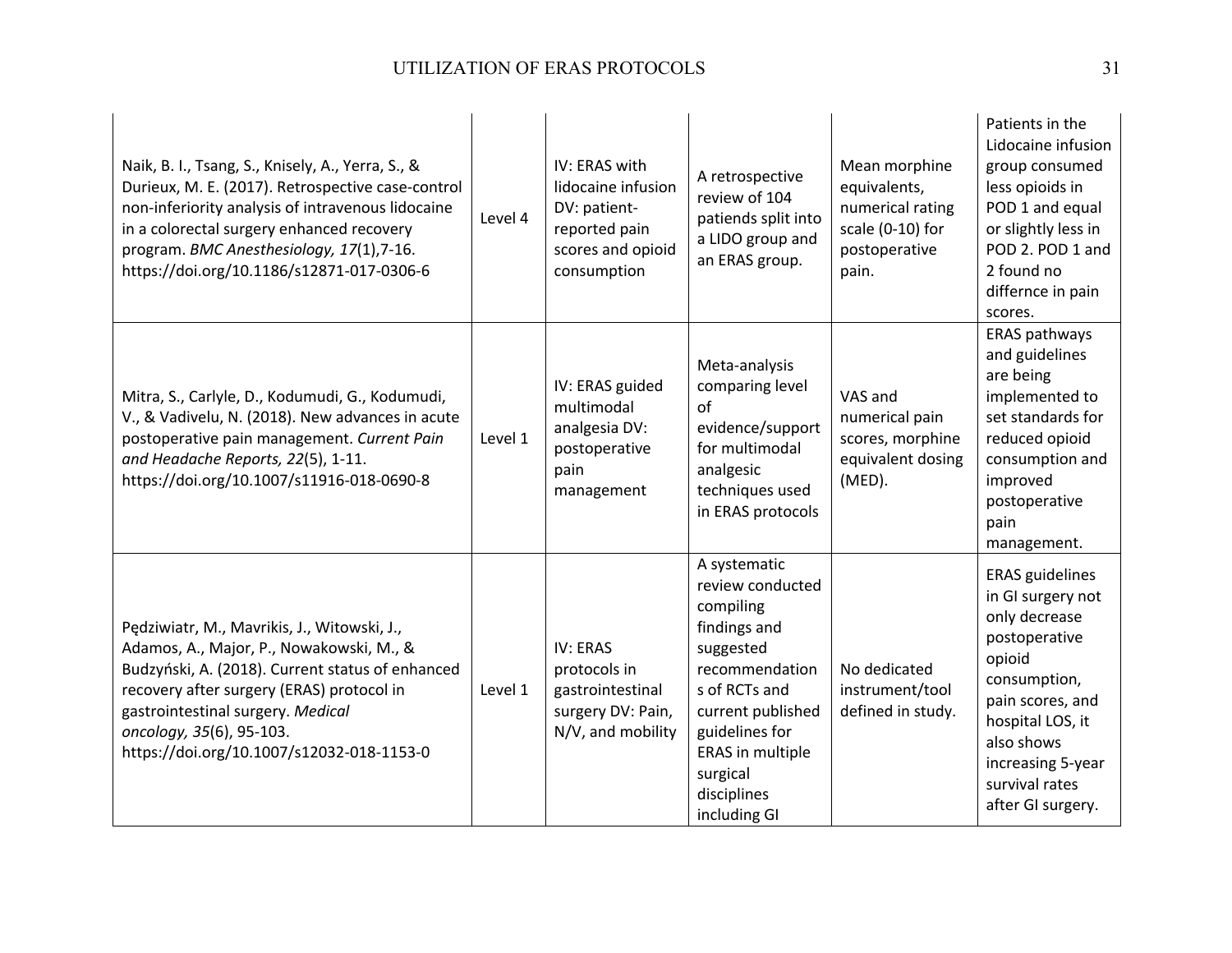| | | | | | |
|---|---|---|---|---|---|
| Naik, B. I., Tsang, S., Knisely, A., Yerra, S., & Durieux, M. E. (2017). Retrospective case-control non-inferiority analysis of intravenous lidocaine in a colorectal surgery enhanced recovery program. *BMC Anesthesiology, 17*(1),7-16. https://doi.org/10.1186/s12871-017-0306-6 | Level 4 | IV: ERAS with lidocaine infusion DV: patient-reported pain scores and opioid consumption | A retrospective review of 104 patiends split into a LIDO group and an ERAS group. | Mean morphine equivalents, numerical rating scale (0-10) for postoperative pain. | Patients in the Lidocaine infusion group consumed less opioids in POD 1 and equal or slightly less in POD 2. POD 1 and 2 found no differnce in pain scores. |
| Mitra, S., Carlyle, D., Kodumudi, G., Kodumudi, V., & Vadivelu, N. (2018). New advances in acute postoperative pain management. *Current Pain and Headache Reports, 22*(5), 1-11. https://doi.org/10.1007/s11916-018-0690-8 | Level 1 | IV: ERAS guided multimodal analgesia DV: postoperative pain management | Meta-analysis comparing level of evidence/support for multimodal analgesic techniques used in ERAS protocols | VAS and numerical pain scores, morphine equivalent dosing (MED). | ERAS pathways and guidelines are being implemented to set standards for reduced opioid consumption and improved postoperative pain management. |
| Pędziwiatr, M., Mavrikis, J., Witowski, J., Adamos, A., Major, P., Nowakowski, M., & Budzyński, A. (2018). Current status of enhanced recovery after surgery (ERAS) protocol in gastrointestinal surgery. *Medical oncology, 35*(6), 95-103. https://doi.org/10.1007/s12032-018-1153-0 | Level 1 | IV: ERAS protocols in gastrointestinal surgery DV: Pain, N/V, and mobility | A systematic review conducted compiling findings and suggested recommendations of RCTs and current published guidelines for ERAS in multiple surgical disciplines including GI | No dedicated instrument/tool defined in study. | ERAS guidelines in GI surgery not only decrease postoperative opioid consumption, pain scores, and hospital LOS, it also shows increasing 5-year survival rates after GI surgery. |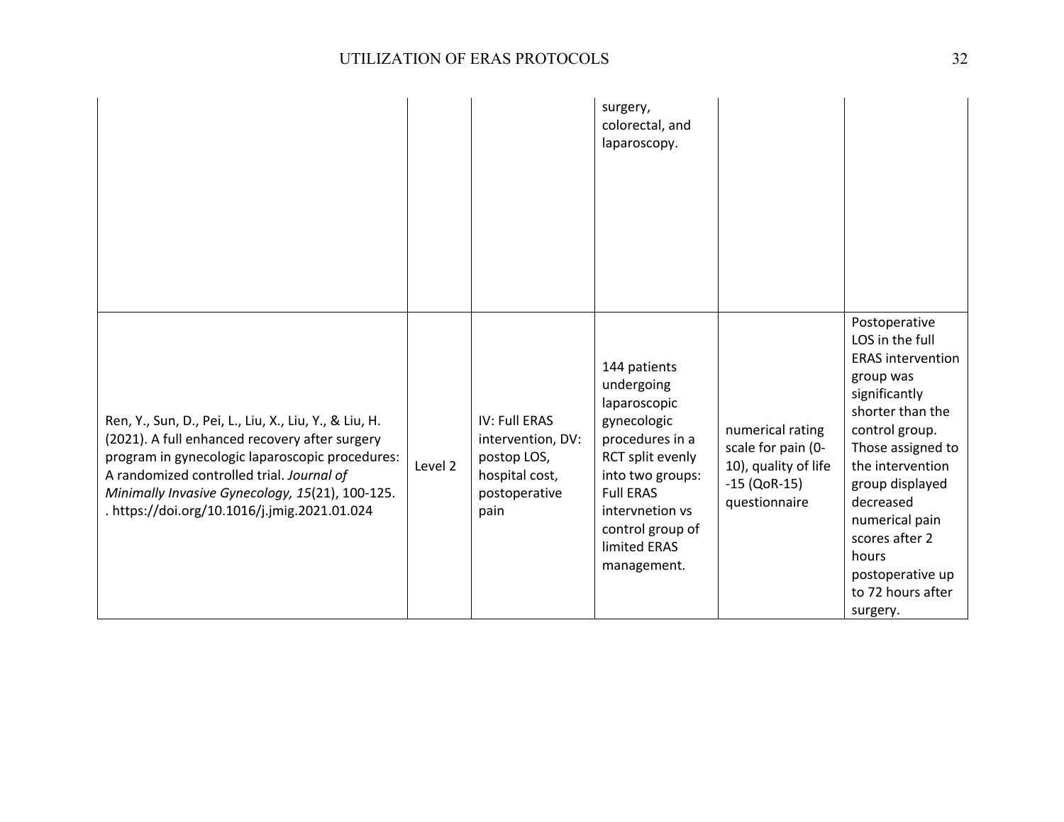| | | | | | |
|---|---|---|---|---|---|
| | | | surgery, colorectal, and laparoscopy. | | |
| Ren, Y., Sun, D., Pei, L., Liu, X., Liu, Y., & Liu, H. (2021). A full enhanced recovery after surgery program in gynecologic laparoscopic procedures: A randomized controlled trial. *Journal of Minimally Invasive Gynecology, 15*(21), 100-125. . https://doi.org/10.1016/j.jmig.2021.01.024 | Level 2 | IV: Full ERAS intervention, DV: postop LOS, hospital cost, postoperative pain | 144 patients undergoing laparoscopic gynecologic procedures in a RCT split evenly into two groups: Full ERAS intervnetion vs control group of limited ERAS management. | numerical rating scale for pain (0-10), quality of life -15 (QoR-15) questionnaire | Postoperative LOS in the full ERAS intervention group was significantly shorter than the control group. Those assigned to the intervention group displayed decreased numerical pain scores after 2 hours postoperative up to 72 hours after surgery. |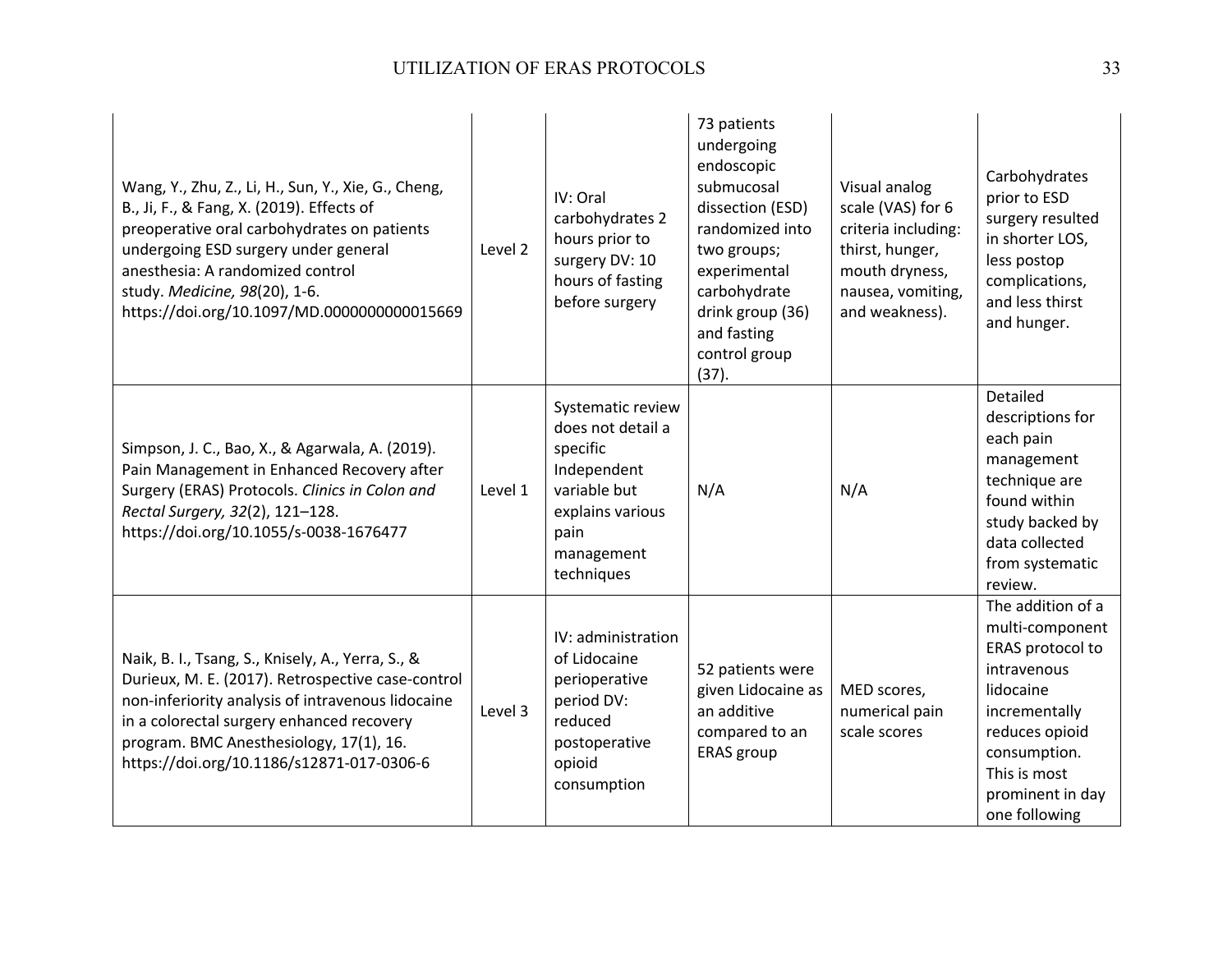| | | | | | |
|---|---|---|---|---|---|
| Wang, Y., Zhu, Z., Li, H., Sun, Y., Xie, G., Cheng, B., Ji, F., & Fang, X. (2019). Effects of preoperative oral carbohydrates on patients undergoing ESD surgery under general anesthesia: A randomized control study. *Medicine, 98*(20), 1-6. https://doi.org/10.1097/MD.0000000000015669 | Level 2 | IV: Oral carbohydrates 2 hours prior to surgery DV: 10 hours of fasting before surgery | 73 patients undergoing endoscopic submucosal dissection (ESD) randomized into two groups; experimental carbohydrate drink group (36) and fasting control group (37). | Visual analog scale (VAS) for 6 criteria including: thirst, hunger, mouth dryness, nausea, vomiting, and weakness). | Carbohydrates prior to ESD surgery resulted in shorter LOS, less postop complications, and less thirst and hunger. |
| Simpson, J. C., Bao, X., & Agarwala, A. (2019). Pain Management in Enhanced Recovery after Surgery (ERAS) Protocols. *Clinics in Colon and Rectal Surgery, 32*(2), 121–128. https://doi.org/10.1055/s-0038-1676477 | Level 1 | Systematic review does not detail a specific Independent variable but explains various pain management techniques | N/A | N/A | Detailed descriptions for each pain management technique are found within study backed by data collected from systematic review. |
| Naik, B. I., Tsang, S., Knisely, A., Yerra, S., & Durieux, M. E. (2017). Retrospective case-control non-inferiority analysis of intravenous lidocaine in a colorectal surgery enhanced recovery program. BMC Anesthesiology, 17(1), 16. https://doi.org/10.1186/s12871-017-0306-6 | Level 3 | IV: administration of Lidocaine perioperative period DV: reduced postoperative opioid consumption | 52 patients were given Lidocaine as an additive compared to an ERAS group | MED scores, numerical pain scale scores | The addition of a multi-component ERAS protocol to intravenous lidocaine incrementally reduces opioid consumption. This is most prominent in day one following |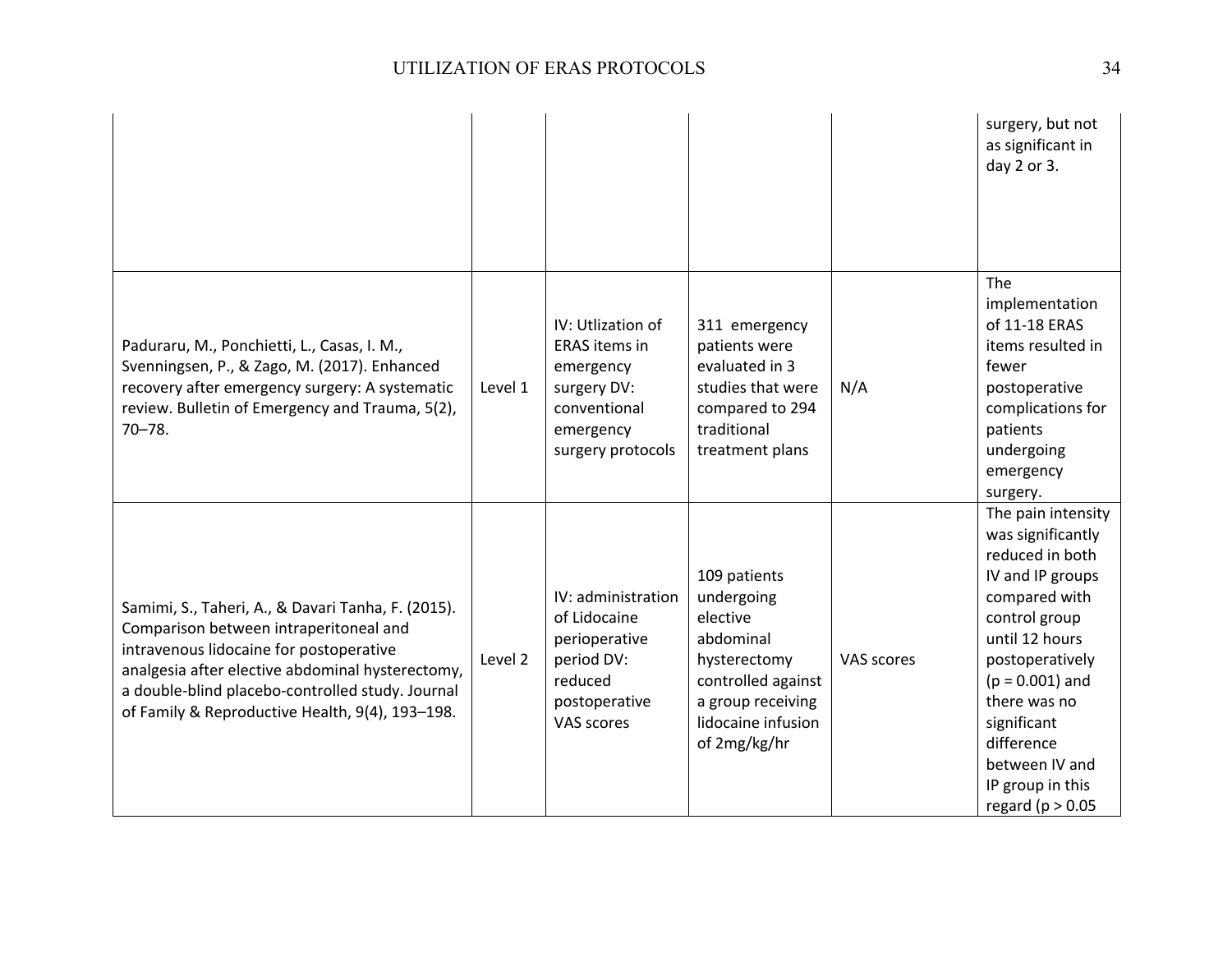| | | | | | |
|---|---|---|---|---|---|
| | | | | | surgery, but not as significant in day 2 or 3. |
| Paduraru, M., Ponchietti, L., Casas, I. M., Svenningsen, P., & Zago, M. (2017). Enhanced recovery after emergency surgery: A systematic review. Bulletin of Emergency and Trauma, 5(2), 70–78. | Level 1 | IV: Utlization of ERAS items in emergency surgery DV: conventional emergency surgery protocols | 311 emergency patients were evaluated in 3 studies that were compared to 294 traditional treatment plans | N/A | The implementation of 11-18 ERAS items resulted in fewer postoperative complications for patients undergoing emergency surgery. |
| Samimi, S., Taheri, A., & Davari Tanha, F. (2015). Comparison between intraperitoneal and intravenous lidocaine for postoperative analgesia after elective abdominal hysterectomy, a double-blind placebo-controlled study. Journal of Family & Reproductive Health, 9(4), 193–198. | Level 2 | IV: administration of Lidocaine perioperative period DV: reduced postoperative VAS scores | 109 patients undergoing elective abdominal hysterectomy controlled against a group receiving lidocaine infusion of 2mg/kg/hr | VAS scores | The pain intensity was significantly reduced in both IV and IP groups compared with control group until 12 hours postoperatively ($p = 0.001$) and there was no significant difference between IV and IP group in this regard ($p > 0.05$ |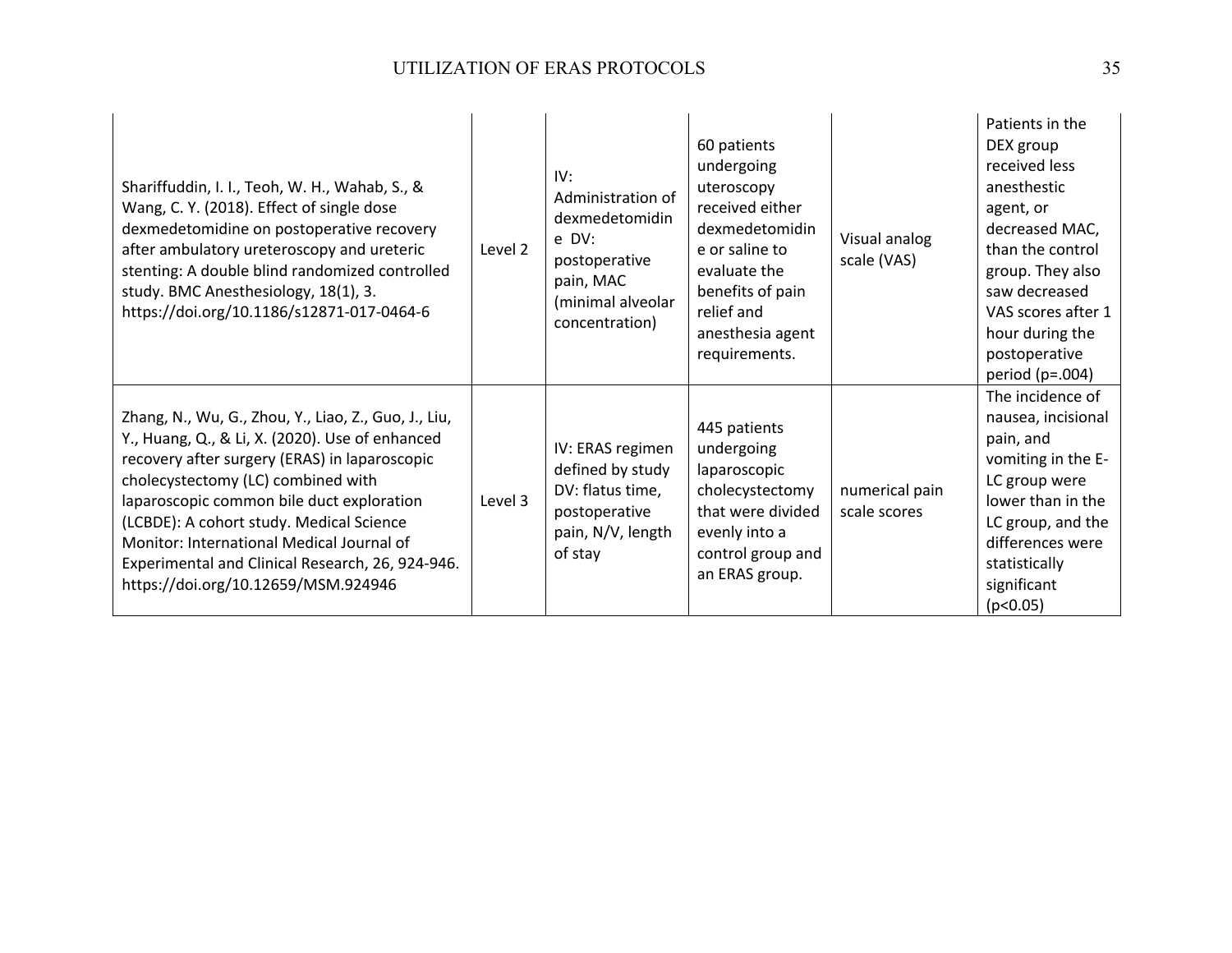| | | | | | |
|---|---|---|---|---|---|
| Shariffuddin, I. I., Teoh, W. H., Wahab, S., & Wang, C. Y. (2018). Effect of single dose dexmedetomidine on postoperative recovery after ambulatory ureteroscopy and ureteric stenting: A double blind randomized controlled study. BMC Anesthesiology, 18(1), 3. https://doi.org/10.1186/s12871-017-0464-6 | Level 2 | IV: Administration of dexmedetomidine DV: postoperative pain, MAC (minimal alveolar concentration) | 60 patients undergoing uteroscopy received either dexmedetomidine or saline to evaluate the benefits of pain relief and anesthesia agent requirements. | Visual analog scale (VAS) | Patients in the DEX group received less anesthetic agent, or decreased MAC, than the control group. They also saw decreased VAS scores after 1 hour during the postoperative period ($p=.004$) |
| Zhang, N., Wu, G., Zhou, Y., Liao, Z., Guo, J., Liu, Y., Huang, Q., & Li, X. (2020). Use of enhanced recovery after surgery (ERAS) in laparoscopic cholecystectomy (LC) combined with laparoscopic common bile duct exploration (LCBDE): A cohort study. Medical Science Monitor: International Medical Journal of Experimental and Clinical Research, 26, 924-946. https://doi.org/10.12659/MSM.924946 | Level 3 | IV: ERAS regimen defined by study DV: flatus time, postoperative pain, N/V, length of stay | 445 patients undergoing laparoscopic cholecystectomy that were divided evenly into a control group and an ERAS group. | numerical pain scale scores | The incidence of nausea, incisional pain, and vomiting in the E-LC group were lower than in the LC group, and the differences were statistically significant ($p<0.05$) |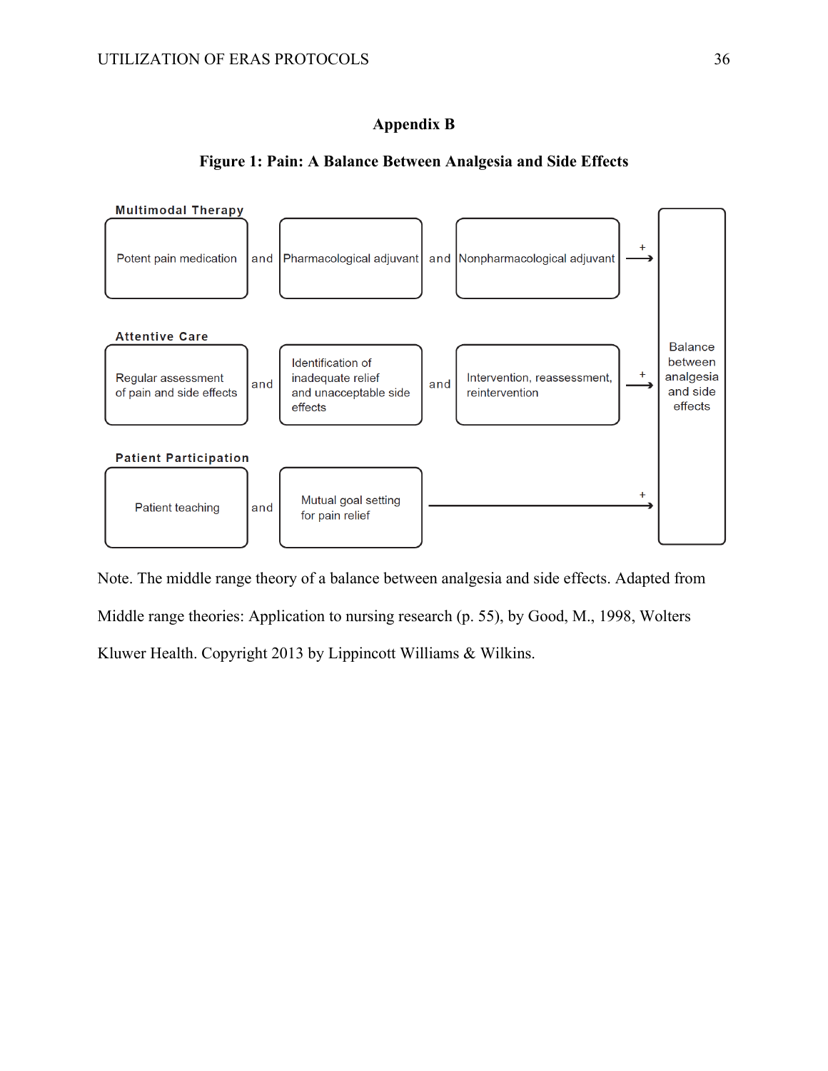## Appendix B

**Figure 1: Pain: A Balance Between Analgesia and Side Effects**

Multimodal Therapy

Potent pain medication

and

Pharmacological adjuvant

and

Nonpharmacological adjuvant

+

Attentive Care

Regular assessment of pain and side effects

and

Identification of inadequate relief and unacceptable side effects

and

Intervention, reassessment, reintervention

+

Patient Participation

Patient teaching

and

Mutual goal setting for pain relief

+

Balance between analgesia and side effects

Note. The middle range theory of a balance between analgesia and side effects. Adapted from Middle range theories: Application to nursing research (p. 55), by Good, M., 1998, Wolters Kluwer Health. Copyright 2013 by Lippincott Williams & Wilkins.